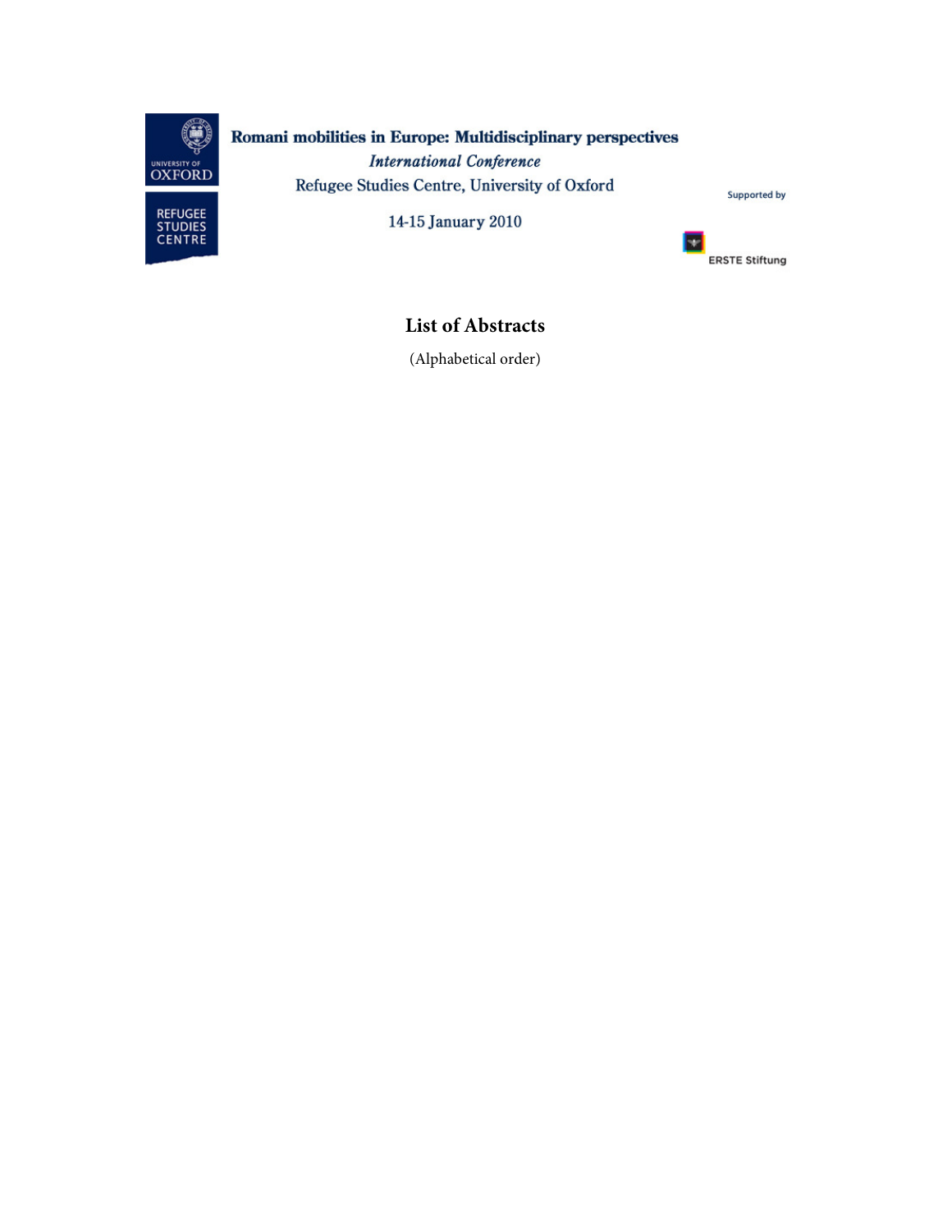UNIVERSITY OF OXFORD

REFUGEE STUDIES CENTRE

**Romani mobilities in Europe: Multidisciplinary perspectives**

*International Conference*

Refugee Studies Centre, University of Oxford

14-15 January 2010

Supported by

ERSTE Stiftung

# List of Abstracts

(Alphabetical order)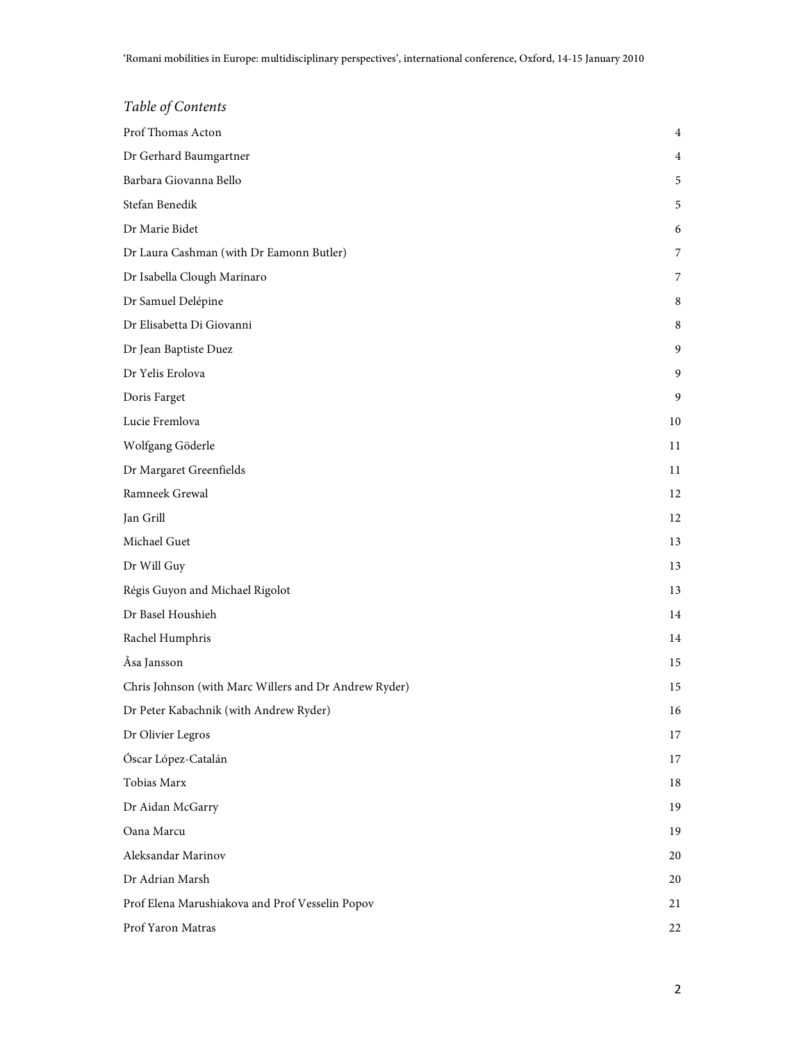*Table of Contents*

| | |
|---|---|
| Prof Thomas Acton | 4 |
| Dr Gerhard Baumgartner | 4 |
| Barbara Giovanna Bello | 5 |
| Stefan Benedik | 5 |
| Dr Marie Bidet | 6 |
| Dr Laura Cashman (with Dr Eamonn Butler) | 7 |
| Dr Isabella Clough Marinaro | 7 |
| Dr Samuel Delépine | 8 |
| Dr Elisabetta Di Giovanni | 8 |
| Dr Jean Baptiste Duez | 9 |
| Dr Yelis Erolova | 9 |
| Doris Farget | 9 |
| Lucie Fremlova | 10 |
| Wolfgang Göderle | 11 |
| Dr Margaret Greenfields | 11 |
| Ramneek Grewal | 12 |
| Jan Grill | 12 |
| Michael Guet | 13 |
| Dr Will Guy | 13 |
| Régis Guyon and Michael Rigolot | 13 |
| Dr Basel Houshieh | 14 |
| Rachel Humphris | 14 |
| Åsa Jansson | 15 |
| Chris Johnson (with Marc Willers and Dr Andrew Ryder) | 15 |
| Dr Peter Kabachnik (with Andrew Ryder) | 16 |
| Dr Olivier Legros | 17 |
| Óscar López-Catalán | 17 |
| Tobias Marx | 18 |
| Dr Aidan McGarry | 19 |
| Oana Marcu | 19 |
| Aleksandar Marinov | 20 |
| Dr Adrian Marsh | 20 |
| Prof Elena Marushiakova and Prof Vesselin Popov | 21 |
| Prof Yaron Matras | 22 |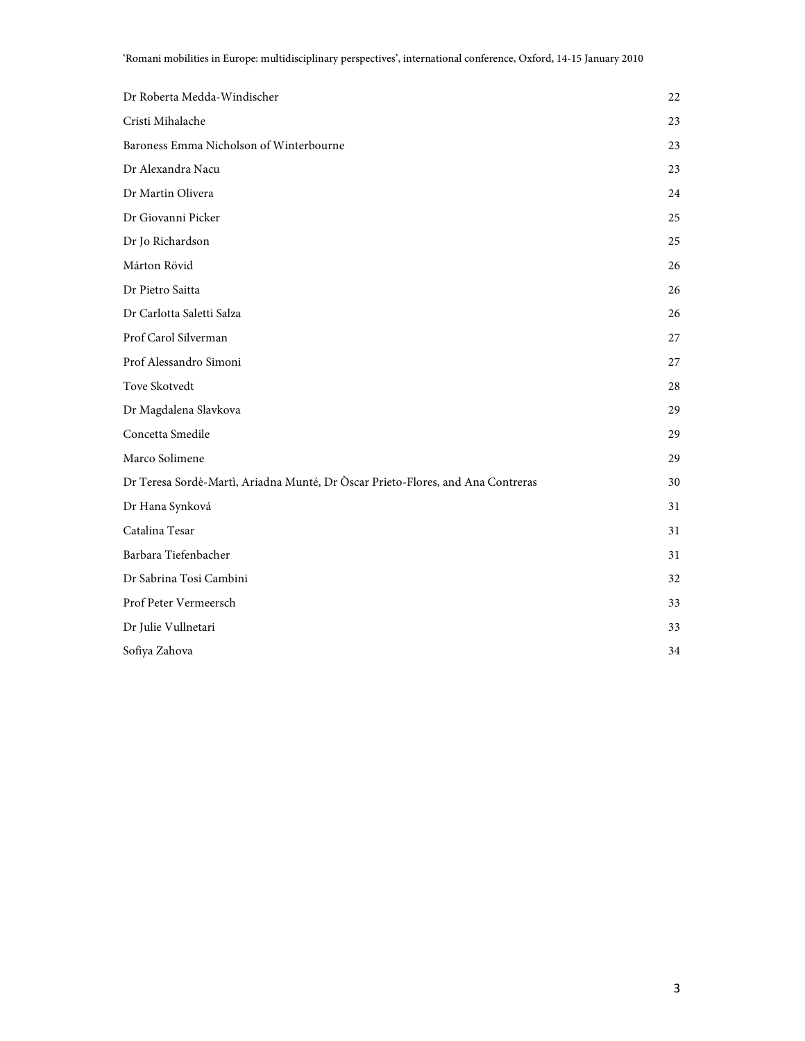| | |
|---|---|
| Dr Roberta Medda-Windischer | 22 |
| Cristi Mihalache | 23 |
| Baroness Emma Nicholson of Winterbourne | 23 |
| Dr Alexandra Nacu | 23 |
| Dr Martin Olivera | 24 |
| Dr Giovanni Picker | 25 |
| Dr Jo Richardson | 25 |
| Márton Rövid | 26 |
| Dr Pietro Saitta | 26 |
| Dr Carlotta Saletti Salza | 26 |
| Prof Carol Silverman | 27 |
| Prof Alessandro Simoni | 27 |
| Tove Skotvedt | 28 |
| Dr Magdalena Slavkova | 29 |
| Concetta Smedile | 29 |
| Marco Solimene | 29 |
| Dr Teresa Sordè-Martì, Ariadna Munté, Dr Òscar Prieto-Flores, and Ana Contreras | 30 |
| Dr Hana Synková | 31 |
| Catalina Tesar | 31 |
| Barbara Tiefenbacher | 31 |
| Dr Sabrina Tosi Cambini | 32 |
| Prof Peter Vermeersch | 33 |
| Dr Julie Vullnetari | 33 |
| Sofiya Zahova | 34 |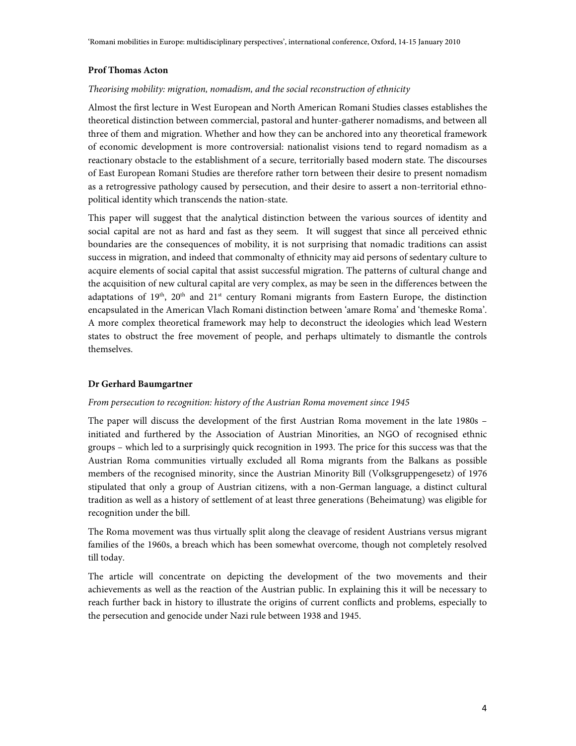**Prof Thomas Acton**

*Theorising mobility: migration, nomadism, and the social reconstruction of ethnicity*

Almost the first lecture in West European and North American Romani Studies classes establishes the theoretical distinction between commercial, pastoral and hunter-gatherer nomadisms, and between all three of them and migration. Whether and how they can be anchored into any theoretical framework of economic development is more controversial: nationalist visions tend to regard nomadism as a reactionary obstacle to the establishment of a secure, territorially based modern state. The discourses of East European Romani Studies are therefore rather torn between their desire to present nomadism as a retrogressive pathology caused by persecution, and their desire to assert a non-territorial ethno-political identity which transcends the nation-state.

This paper will suggest that the analytical distinction between the various sources of identity and social capital are not as hard and fast as they seem. It will suggest that since all perceived ethnic boundaries are the consequences of mobility, it is not surprising that nomadic traditions can assist success in migration, and indeed that commonalty of ethnicity may aid persons of sedentary culture to acquire elements of social capital that assist successful migration. The patterns of cultural change and the acquisition of new cultural capital are very complex, as may be seen in the differences between the adaptations of 19th, 20th and 21st century Romani migrants from Eastern Europe, the distinction encapsulated in the American Vlach Romani distinction between 'amare Roma' and 'themeske Roma'. A more complex theoretical framework may help to deconstruct the ideologies which lead Western states to obstruct the free movement of people, and perhaps ultimately to dismantle the controls themselves.

**Dr Gerhard Baumgartner**

*From persecution to recognition: history of the Austrian Roma movement since 1945*

The paper will discuss the development of the first Austrian Roma movement in the late 1980s – initiated and furthered by the Association of Austrian Minorities, an NGO of recognised ethnic groups – which led to a surprisingly quick recognition in 1993. The price for this success was that the Austrian Roma communities virtually excluded all Roma migrants from the Balkans as possible members of the recognised minority, since the Austrian Minority Bill (Volksgruppengesetz) of 1976 stipulated that only a group of Austrian citizens, with a non-German language, a distinct cultural tradition as well as a history of settlement of at least three generations (Beheimatung) was eligible for recognition under the bill.

The Roma movement was thus virtually split along the cleavage of resident Austrians versus migrant families of the 1960s, a breach which has been somewhat overcome, though not completely resolved till today.

The article will concentrate on depicting the development of the two movements and their achievements as well as the reaction of the Austrian public. In explaining this it will be necessary to reach further back in history to illustrate the origins of current conflicts and problems, especially to the persecution and genocide under Nazi rule between 1938 and 1945.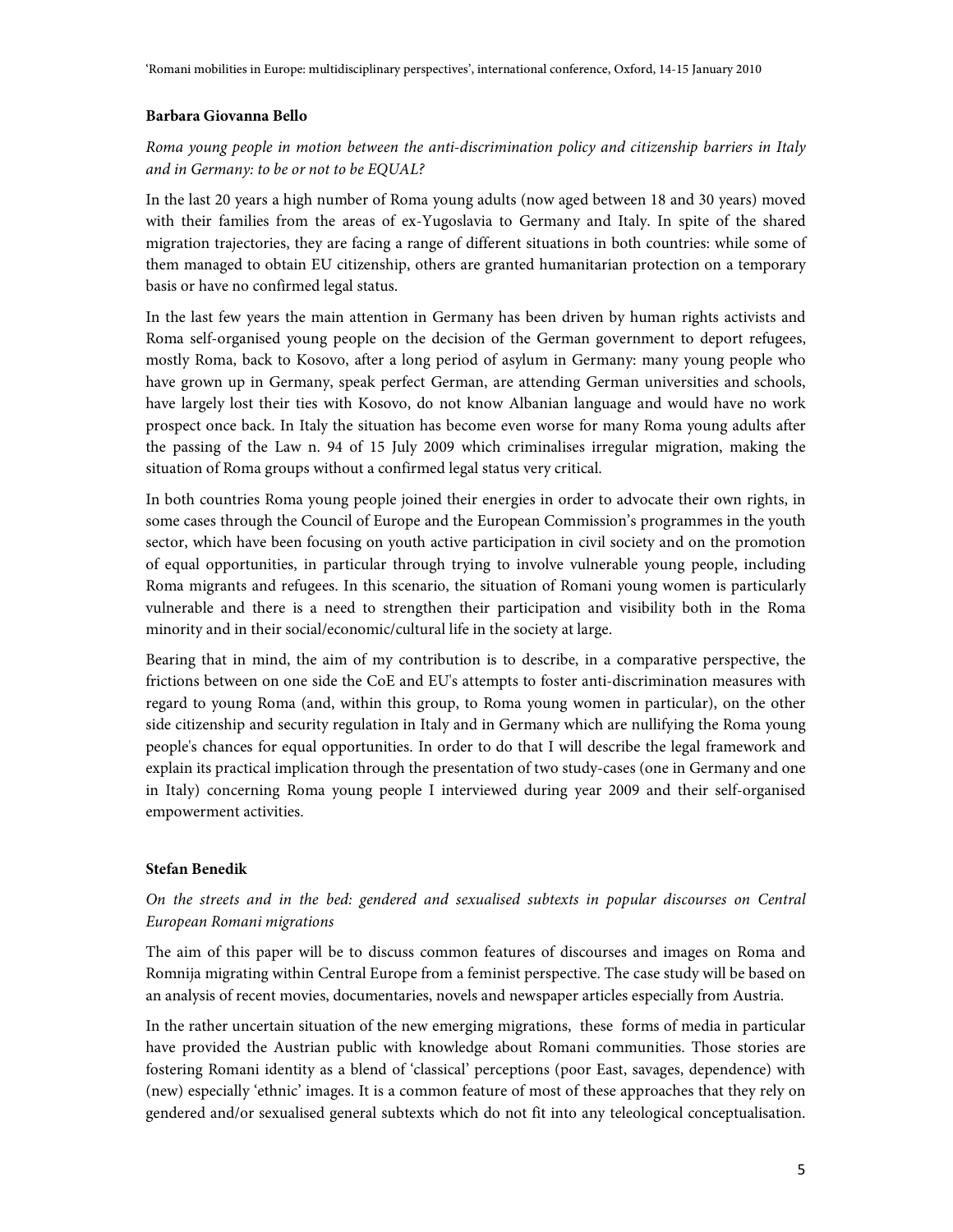**Barbara Giovanna Bello**

*Roma young people in motion between the anti-discrimination policy and citizenship barriers in Italy and in Germany: to be or not to be EQUAL?*

In the last 20 years a high number of Roma young adults (now aged between 18 and 30 years) moved with their families from the areas of ex-Yugoslavia to Germany and Italy. In spite of the shared migration trajectories, they are facing a range of different situations in both countries: while some of them managed to obtain EU citizenship, others are granted humanitarian protection on a temporary basis or have no confirmed legal status.

In the last few years the main attention in Germany has been driven by human rights activists and Roma self-organised young people on the decision of the German government to deport refugees, mostly Roma, back to Kosovo, after a long period of asylum in Germany: many young people who have grown up in Germany, speak perfect German, are attending German universities and schools, have largely lost their ties with Kosovo, do not know Albanian language and would have no work prospect once back. In Italy the situation has become even worse for many Roma young adults after the passing of the Law n. 94 of 15 July 2009 which criminalises irregular migration, making the situation of Roma groups without a confirmed legal status very critical.

In both countries Roma young people joined their energies in order to advocate their own rights, in some cases through the Council of Europe and the European Commission's programmes in the youth sector, which have been focusing on youth active participation in civil society and on the promotion of equal opportunities, in particular through trying to involve vulnerable young people, including Roma migrants and refugees. In this scenario, the situation of Romani young women is particularly vulnerable and there is a need to strengthen their participation and visibility both in the Roma minority and in their social/economic/cultural life in the society at large.

Bearing that in mind, the aim of my contribution is to describe, in a comparative perspective, the frictions between on one side the CoE and EU's attempts to foster anti-discrimination measures with regard to young Roma (and, within this group, to Roma young women in particular), on the other side citizenship and security regulation in Italy and in Germany which are nullifying the Roma young people's chances for equal opportunities. In order to do that I will describe the legal framework and explain its practical implication through the presentation of two study-cases (one in Germany and one in Italy) concerning Roma young people I interviewed during year 2009 and their self-organised empowerment activities.

**Stefan Benedik**

*On the streets and in the bed: gendered and sexualised subtexts in popular discourses on Central European Romani migrations*

The aim of this paper will be to discuss common features of discourses and images on Roma and Romnija migrating within Central Europe from a feminist perspective. The case study will be based on an analysis of recent movies, documentaries, novels and newspaper articles especially from Austria.

In the rather uncertain situation of the new emerging migrations, these forms of media in particular have provided the Austrian public with knowledge about Romani communities. Those stories are fostering Romani identity as a blend of 'classical' perceptions (poor East, savages, dependence) with (new) especially 'ethnic' images. It is a common feature of most of these approaches that they rely on gendered and/or sexualised general subtexts which do not fit into any teleological conceptualisation.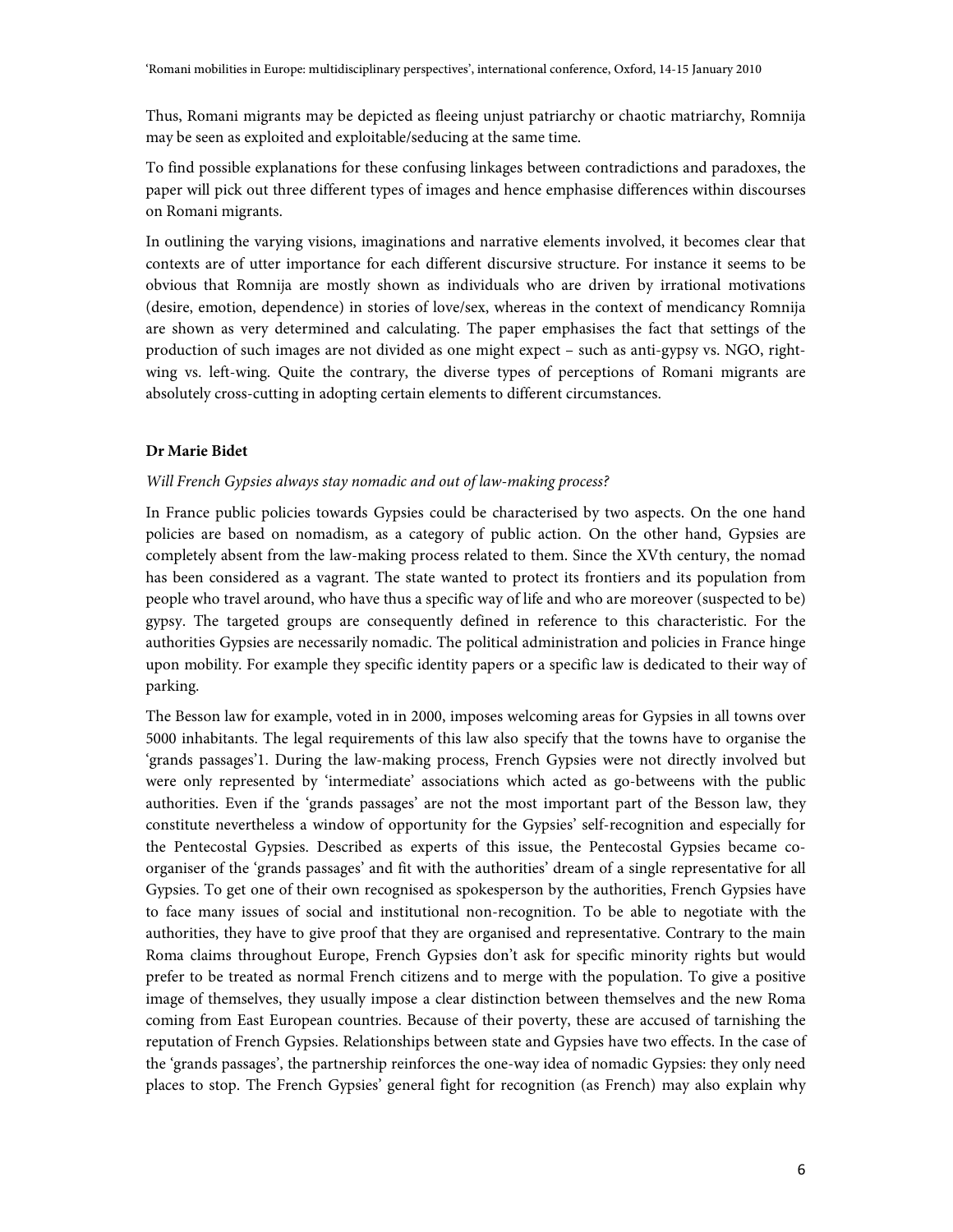Thus, Romani migrants may be depicted as fleeing unjust patriarchy or chaotic matriarchy, Romnija may be seen as exploited and exploitable/seducing at the same time.

To find possible explanations for these confusing linkages between contradictions and paradoxes, the paper will pick out three different types of images and hence emphasise differences within discourses on Romani migrants.

In outlining the varying visions, imaginations and narrative elements involved, it becomes clear that contexts are of utter importance for each different discursive structure. For instance it seems to be obvious that Romnija are mostly shown as individuals who are driven by irrational motivations (desire, emotion, dependence) in stories of love/sex, whereas in the context of mendicancy Romnija are shown as very determined and calculating. The paper emphasises the fact that settings of the production of such images are not divided as one might expect – such as anti-gypsy vs. NGO, right-wing vs. left-wing. Quite the contrary, the diverse types of perceptions of Romani migrants are absolutely cross-cutting in adopting certain elements to different circumstances.

**Dr Marie Bidet**

*Will French Gypsies always stay nomadic and out of law-making process?*

In France public policies towards Gypsies could be characterised by two aspects. On the one hand policies are based on nomadism, as a category of public action. On the other hand, Gypsies are completely absent from the law-making process related to them. Since the XVth century, the nomad has been considered as a vagrant. The state wanted to protect its frontiers and its population from people who travel around, who have thus a specific way of life and who are moreover (suspected to be) gypsy. The targeted groups are consequently defined in reference to this characteristic. For the authorities Gypsies are necessarily nomadic. The political administration and policies in France hinge upon mobility. For example they specific identity papers or a specific law is dedicated to their way of parking.

The Besson law for example, voted in in 2000, imposes welcoming areas for Gypsies in all towns over 5000 inhabitants. The legal requirements of this law also specify that the towns have to organise the 'grands passages'1. During the law-making process, French Gypsies were not directly involved but were only represented by 'intermediate' associations which acted as go-betweens with the public authorities. Even if the 'grands passages' are not the most important part of the Besson law, they constitute nevertheless a window of opportunity for the Gypsies' self-recognition and especially for the Pentecostal Gypsies. Described as experts of this issue, the Pentecostal Gypsies became co-organiser of the 'grands passages' and fit with the authorities' dream of a single representative for all Gypsies. To get one of their own recognised as spokesperson by the authorities, French Gypsies have to face many issues of social and institutional non-recognition. To be able to negotiate with the authorities, they have to give proof that they are organised and representative. Contrary to the main Roma claims throughout Europe, French Gypsies don't ask for specific minority rights but would prefer to be treated as normal French citizens and to merge with the population. To give a positive image of themselves, they usually impose a clear distinction between themselves and the new Roma coming from East European countries. Because of their poverty, these are accused of tarnishing the reputation of French Gypsies. Relationships between state and Gypsies have two effects. In the case of the 'grands passages', the partnership reinforces the one-way idea of nomadic Gypsies: they only need places to stop. The French Gypsies' general fight for recognition (as French) may also explain why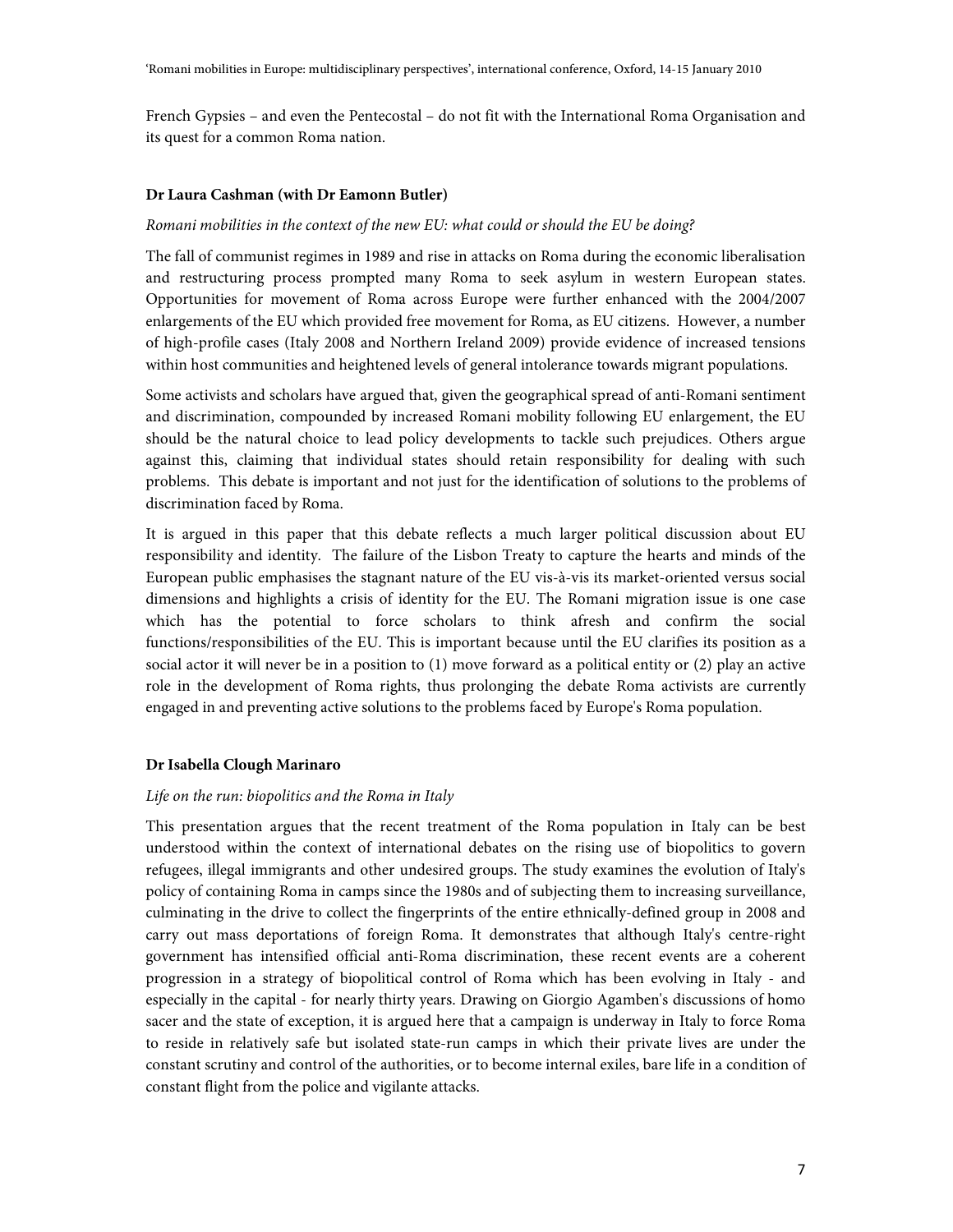French Gypsies – and even the Pentecostal – do not fit with the International Roma Organisation and its quest for a common Roma nation.

**Dr Laura Cashman (with Dr Eamonn Butler)**

*Romani mobilities in the context of the new EU: what could or should the EU be doing?*

The fall of communist regimes in 1989 and rise in attacks on Roma during the economic liberalisation and restructuring process prompted many Roma to seek asylum in western European states. Opportunities for movement of Roma across Europe were further enhanced with the 2004/2007 enlargements of the EU which provided free movement for Roma, as EU citizens. However, a number of high-profile cases (Italy 2008 and Northern Ireland 2009) provide evidence of increased tensions within host communities and heightened levels of general intolerance towards migrant populations.

Some activists and scholars have argued that, given the geographical spread of anti-Romani sentiment and discrimination, compounded by increased Romani mobility following EU enlargement, the EU should be the natural choice to lead policy developments to tackle such prejudices. Others argue against this, claiming that individual states should retain responsibility for dealing with such problems. This debate is important and not just for the identification of solutions to the problems of discrimination faced by Roma.

It is argued in this paper that this debate reflects a much larger political discussion about EU responsibility and identity. The failure of the Lisbon Treaty to capture the hearts and minds of the European public emphasises the stagnant nature of the EU vis-à-vis its market-oriented versus social dimensions and highlights a crisis of identity for the EU. The Romani migration issue is one case which has the potential to force scholars to think afresh and confirm the social functions/responsibilities of the EU. This is important because until the EU clarifies its position as a social actor it will never be in a position to (1) move forward as a political entity or (2) play an active role in the development of Roma rights, thus prolonging the debate Roma activists are currently engaged in and preventing active solutions to the problems faced by Europe's Roma population.

**Dr Isabella Clough Marinaro**

*Life on the run: biopolitics and the Roma in Italy*

This presentation argues that the recent treatment of the Roma population in Italy can be best understood within the context of international debates on the rising use of biopolitics to govern refugees, illegal immigrants and other undesired groups. The study examines the evolution of Italy's policy of containing Roma in camps since the 1980s and of subjecting them to increasing surveillance, culminating in the drive to collect the fingerprints of the entire ethnically-defined group in 2008 and carry out mass deportations of foreign Roma. It demonstrates that although Italy's centre-right government has intensified official anti-Roma discrimination, these recent events are a coherent progression in a strategy of biopolitical control of Roma which has been evolving in Italy - and especially in the capital - for nearly thirty years. Drawing on Giorgio Agamben's discussions of homo sacer and the state of exception, it is argued here that a campaign is underway in Italy to force Roma to reside in relatively safe but isolated state-run camps in which their private lives are under the constant scrutiny and control of the authorities, or to become internal exiles, bare life in a condition of constant flight from the police and vigilante attacks.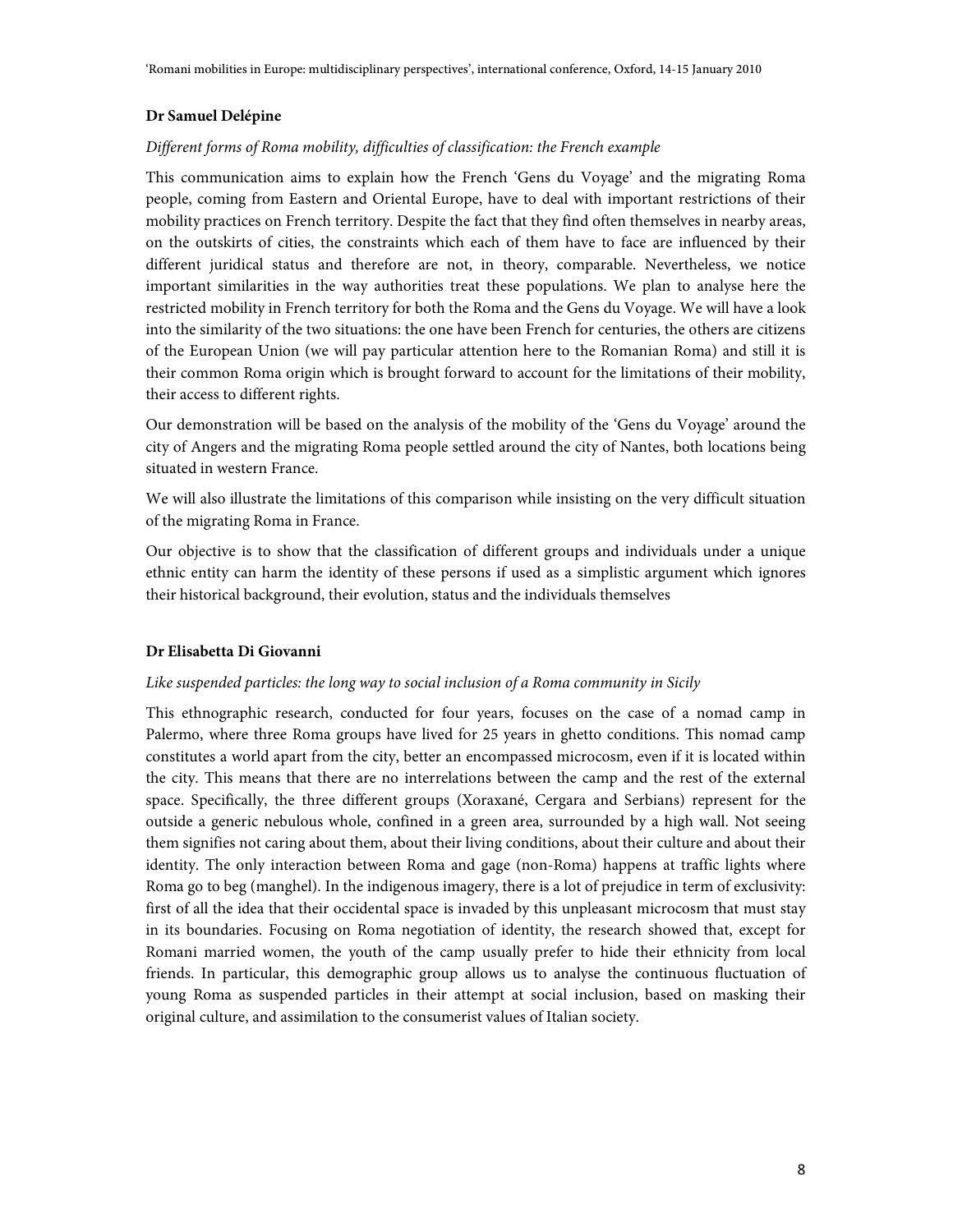**Dr Samuel Delépine**

*Different forms of Roma mobility, difficulties of classification: the French example*

This communication aims to explain how the French 'Gens du Voyage' and the migrating Roma people, coming from Eastern and Oriental Europe, have to deal with important restrictions of their mobility practices on French territory. Despite the fact that they find often themselves in nearby areas, on the outskirts of cities, the constraints which each of them have to face are influenced by their different juridical status and therefore are not, in theory, comparable. Nevertheless, we notice important similarities in the way authorities treat these populations. We plan to analyse here the restricted mobility in French territory for both the Roma and the Gens du Voyage. We will have a look into the similarity of the two situations: the one have been French for centuries, the others are citizens of the European Union (we will pay particular attention here to the Romanian Roma) and still it is their common Roma origin which is brought forward to account for the limitations of their mobility, their access to different rights.

Our demonstration will be based on the analysis of the mobility of the 'Gens du Voyage' around the city of Angers and the migrating Roma people settled around the city of Nantes, both locations being situated in western France.

We will also illustrate the limitations of this comparison while insisting on the very difficult situation of the migrating Roma in France.

Our objective is to show that the classification of different groups and individuals under a unique ethnic entity can harm the identity of these persons if used as a simplistic argument which ignores their historical background, their evolution, status and the individuals themselves

**Dr Elisabetta Di Giovanni**

*Like suspended particles: the long way to social inclusion of a Roma community in Sicily*

This ethnographic research, conducted for four years, focuses on the case of a nomad camp in Palermo, where three Roma groups have lived for 25 years in ghetto conditions. This nomad camp constitutes a world apart from the city, better an encompassed microcosm, even if it is located within the city. This means that there are no interrelations between the camp and the rest of the external space. Specifically, the three different groups (Xoraxané, Cergara and Serbians) represent for the outside a generic nebulous whole, confined in a green area, surrounded by a high wall. Not seeing them signifies not caring about them, about their living conditions, about their culture and about their identity. The only interaction between Roma and gage (non-Roma) happens at traffic lights where Roma go to beg (manghel). In the indigenous imagery, there is a lot of prejudice in term of exclusivity: first of all the idea that their occidental space is invaded by this unpleasant microcosm that must stay in its boundaries. Focusing on Roma negotiation of identity, the research showed that, except for Romani married women, the youth of the camp usually prefer to hide their ethnicity from local friends. In particular, this demographic group allows us to analyse the continuous fluctuation of young Roma as suspended particles in their attempt at social inclusion, based on masking their original culture, and assimilation to the consumerist values of Italian society.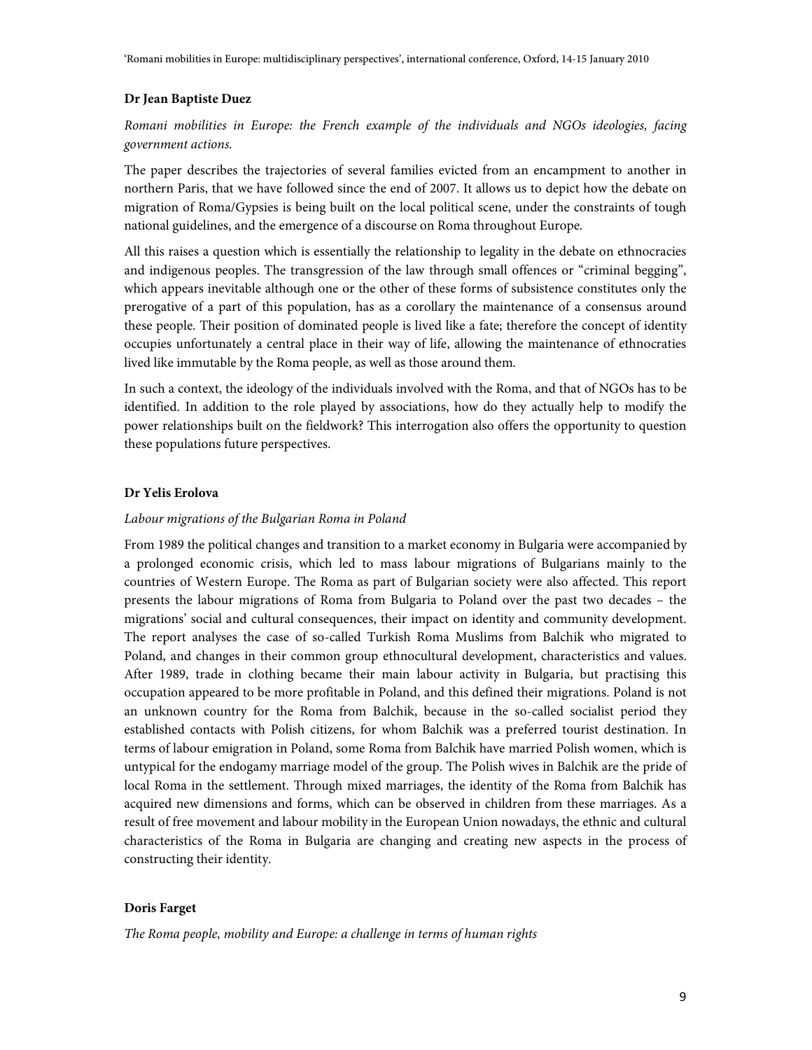**Dr Jean Baptiste Duez**

*Romani mobilities in Europe: the French example of the individuals and NGOs ideologies, facing government actions.*

The paper describes the trajectories of several families evicted from an encampment to another in northern Paris, that we have followed since the end of 2007. It allows us to depict how the debate on migration of Roma/Gypsies is being built on the local political scene, under the constraints of tough national guidelines, and the emergence of a discourse on Roma throughout Europe.

All this raises a question which is essentially the relationship to legality in the debate on ethnocracies and indigenous peoples. The transgression of the law through small offences or "criminal begging", which appears inevitable although one or the other of these forms of subsistence constitutes only the prerogative of a part of this population, has as a corollary the maintenance of a consensus around these people. Their position of dominated people is lived like a fate; therefore the concept of identity occupies unfortunately a central place in their way of life, allowing the maintenance of ethnocraties lived like immutable by the Roma people, as well as those around them.

In such a context, the ideology of the individuals involved with the Roma, and that of NGOs has to be identified. In addition to the role played by associations, how do they actually help to modify the power relationships built on the fieldwork? This interrogation also offers the opportunity to question these populations future perspectives.

**Dr Yelis Erolova**

*Labour migrations of the Bulgarian Roma in Poland*

From 1989 the political changes and transition to a market economy in Bulgaria were accompanied by a prolonged economic crisis, which led to mass labour migrations of Bulgarians mainly to the countries of Western Europe. The Roma as part of Bulgarian society were also affected. This report presents the labour migrations of Roma from Bulgaria to Poland over the past two decades – the migrations' social and cultural consequences, their impact on identity and community development. The report analyses the case of so-called Turkish Roma Muslims from Balchik who migrated to Poland, and changes in their common group ethnocultural development, characteristics and values. After 1989, trade in clothing became their main labour activity in Bulgaria, but practising this occupation appeared to be more profitable in Poland, and this defined their migrations. Poland is not an unknown country for the Roma from Balchik, because in the so-called socialist period they established contacts with Polish citizens, for whom Balchik was a preferred tourist destination. In terms of labour emigration in Poland, some Roma from Balchik have married Polish women, which is untypical for the endogamy marriage model of the group. The Polish wives in Balchik are the pride of local Roma in the settlement. Through mixed marriages, the identity of the Roma from Balchik has acquired new dimensions and forms, which can be observed in children from these marriages. As a result of free movement and labour mobility in the European Union nowadays, the ethnic and cultural characteristics of the Roma in Bulgaria are changing and creating new aspects in the process of constructing their identity.

**Doris Farget**

*The Roma people, mobility and Europe: a challenge in terms of human rights*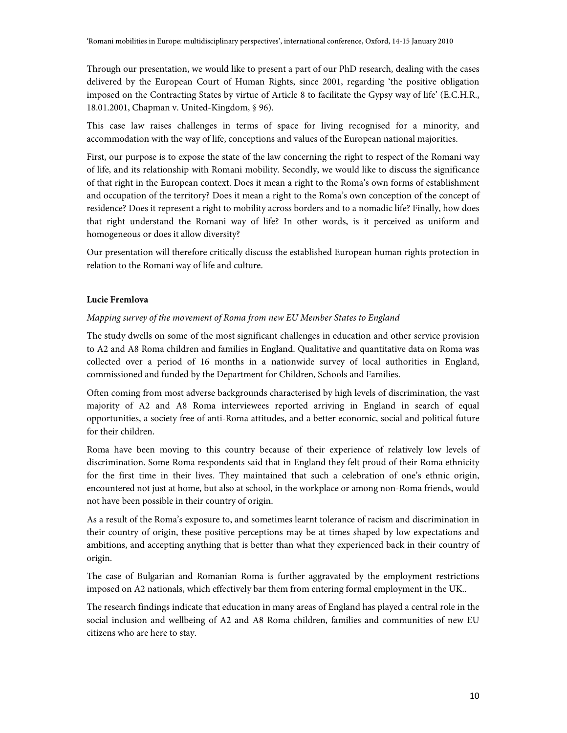Through our presentation, we would like to present a part of our PhD research, dealing with the cases delivered by the European Court of Human Rights, since 2001, regarding 'the positive obligation imposed on the Contracting States by virtue of Article 8 to facilitate the Gypsy way of life' (E.C.H.R., 18.01.2001, Chapman v. United-Kingdom, § 96).

This case law raises challenges in terms of space for living recognised for a minority, and accommodation with the way of life, conceptions and values of the European national majorities.

First, our purpose is to expose the state of the law concerning the right to respect of the Romani way of life, and its relationship with Romani mobility. Secondly, we would like to discuss the significance of that right in the European context. Does it mean a right to the Roma's own forms of establishment and occupation of the territory? Does it mean a right to the Roma's own conception of the concept of residence? Does it represent a right to mobility across borders and to a nomadic life? Finally, how does that right understand the Romani way of life? In other words, is it perceived as uniform and homogeneous or does it allow diversity?

Our presentation will therefore critically discuss the established European human rights protection in relation to the Romani way of life and culture.

**Lucie Fremlova**

*Mapping survey of the movement of Roma from new EU Member States to England*

The study dwells on some of the most significant challenges in education and other service provision to A2 and A8 Roma children and families in England. Qualitative and quantitative data on Roma was collected over a period of 16 months in a nationwide survey of local authorities in England, commissioned and funded by the Department for Children, Schools and Families.

Often coming from most adverse backgrounds characterised by high levels of discrimination, the vast majority of A2 and A8 Roma interviewees reported arriving in England in search of equal opportunities, a society free of anti-Roma attitudes, and a better economic, social and political future for their children.

Roma have been moving to this country because of their experience of relatively low levels of discrimination. Some Roma respondents said that in England they felt proud of their Roma ethnicity for the first time in their lives. They maintained that such a celebration of one's ethnic origin, encountered not just at home, but also at school, in the workplace or among non-Roma friends, would not have been possible in their country of origin.

As a result of the Roma's exposure to, and sometimes learnt tolerance of racism and discrimination in their country of origin, these positive perceptions may be at times shaped by low expectations and ambitions, and accepting anything that is better than what they experienced back in their country of origin.

The case of Bulgarian and Romanian Roma is further aggravated by the employment restrictions imposed on A2 nationals, which effectively bar them from entering formal employment in the UK..

The research findings indicate that education in many areas of England has played a central role in the social inclusion and wellbeing of A2 and A8 Roma children, families and communities of new EU citizens who are here to stay.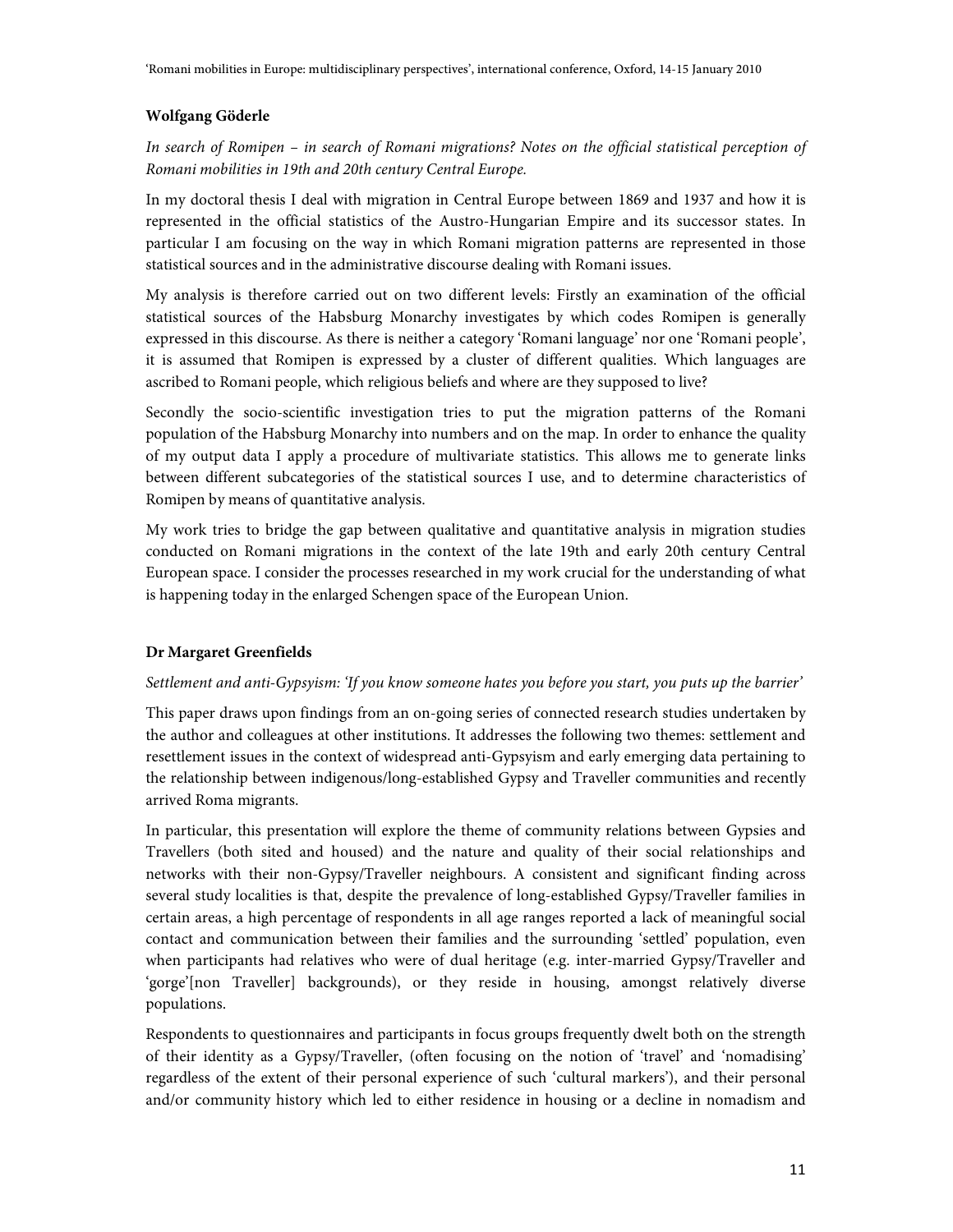**Wolfgang Göderle**

*In search of Romipen – in search of Romani migrations? Notes on the official statistical perception of Romani mobilities in 19th and 20th century Central Europe.*

In my doctoral thesis I deal with migration in Central Europe between 1869 and 1937 and how it is represented in the official statistics of the Austro-Hungarian Empire and its successor states. In particular I am focusing on the way in which Romani migration patterns are represented in those statistical sources and in the administrative discourse dealing with Romani issues.

My analysis is therefore carried out on two different levels: Firstly an examination of the official statistical sources of the Habsburg Monarchy investigates by which codes Romipen is generally expressed in this discourse. As there is neither a category 'Romani language' nor one 'Romani people', it is assumed that Romipen is expressed by a cluster of different qualities. Which languages are ascribed to Romani people, which religious beliefs and where are they supposed to live?

Secondly the socio-scientific investigation tries to put the migration patterns of the Romani population of the Habsburg Monarchy into numbers and on the map. In order to enhance the quality of my output data I apply a procedure of multivariate statistics. This allows me to generate links between different subcategories of the statistical sources I use, and to determine characteristics of Romipen by means of quantitative analysis.

My work tries to bridge the gap between qualitative and quantitative analysis in migration studies conducted on Romani migrations in the context of the late 19th and early 20th century Central European space. I consider the processes researched in my work crucial for the understanding of what is happening today in the enlarged Schengen space of the European Union.

**Dr Margaret Greenfields**

*Settlement and anti-Gypsyism: 'If you know someone hates you before you start, you puts up the barrier'*

This paper draws upon findings from an on-going series of connected research studies undertaken by the author and colleagues at other institutions. It addresses the following two themes: settlement and resettlement issues in the context of widespread anti-Gypsyism and early emerging data pertaining to the relationship between indigenous/long-established Gypsy and Traveller communities and recently arrived Roma migrants.

In particular, this presentation will explore the theme of community relations between Gypsies and Travellers (both sited and housed) and the nature and quality of their social relationships and networks with their non-Gypsy/Traveller neighbours. A consistent and significant finding across several study localities is that, despite the prevalence of long-established Gypsy/Traveller families in certain areas, a high percentage of respondents in all age ranges reported a lack of meaningful social contact and communication between their families and the surrounding 'settled' population, even when participants had relatives who were of dual heritage (e.g. inter-married Gypsy/Traveller and 'gorge'[non Traveller] backgrounds), or they reside in housing, amongst relatively diverse populations.

Respondents to questionnaires and participants in focus groups frequently dwelt both on the strength of their identity as a Gypsy/Traveller, (often focusing on the notion of 'travel' and 'nomadising' regardless of the extent of their personal experience of such 'cultural markers'), and their personal and/or community history which led to either residence in housing or a decline in nomadism and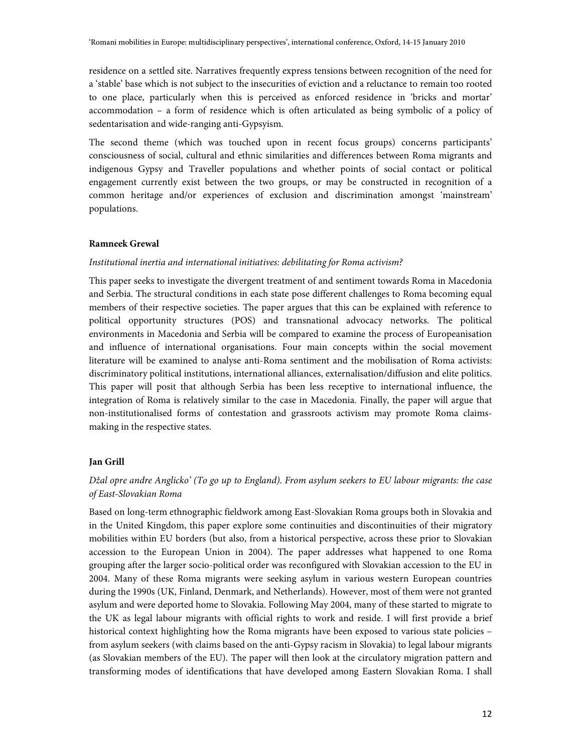residence on a settled site. Narratives frequently express tensions between recognition of the need for a 'stable' base which is not subject to the insecurities of eviction and a reluctance to remain too rooted to one place, particularly when this is perceived as enforced residence in 'bricks and mortar' accommodation – a form of residence which is often articulated as being symbolic of a policy of sedentarisation and wide-ranging anti-Gypsyism.

The second theme (which was touched upon in recent focus groups) concerns participants' consciousness of social, cultural and ethnic similarities and differences between Roma migrants and indigenous Gypsy and Traveller populations and whether points of social contact or political engagement currently exist between the two groups, or may be constructed in recognition of a common heritage and/or experiences of exclusion and discrimination amongst 'mainstream' populations.

**Ramneek Grewal**

*Institutional inertia and international initiatives: debilitating for Roma activism?*

This paper seeks to investigate the divergent treatment of and sentiment towards Roma in Macedonia and Serbia. The structural conditions in each state pose different challenges to Roma becoming equal members of their respective societies. The paper argues that this can be explained with reference to political opportunity structures (POS) and transnational advocacy networks. The political environments in Macedonia and Serbia will be compared to examine the process of Europeanisation and influence of international organisations. Four main concepts within the social movement literature will be examined to analyse anti-Roma sentiment and the mobilisation of Roma activists: discriminatory political institutions, international alliances, externalisation/diffusion and elite politics. This paper will posit that although Serbia has been less receptive to international influence, the integration of Roma is relatively similar to the case in Macedonia. Finally, the paper will argue that non-institutionalised forms of contestation and grassroots activism may promote Roma claims-making in the respective states.

**Jan Grill**

*Džal opre andre Anglicko' (To go up to England). From asylum seekers to EU labour migrants: the case of East-Slovakian Roma*

Based on long-term ethnographic fieldwork among East-Slovakian Roma groups both in Slovakia and in the United Kingdom, this paper explore some continuities and discontinuities of their migratory mobilities within EU borders (but also, from a historical perspective, across these prior to Slovakian accession to the European Union in 2004). The paper addresses what happened to one Roma grouping after the larger socio-political order was reconfigured with Slovakian accession to the EU in 2004. Many of these Roma migrants were seeking asylum in various western European countries during the 1990s (UK, Finland, Denmark, and Netherlands). However, most of them were not granted asylum and were deported home to Slovakia. Following May 2004, many of these started to migrate to the UK as legal labour migrants with official rights to work and reside. I will first provide a brief historical context highlighting how the Roma migrants have been exposed to various state policies – from asylum seekers (with claims based on the anti-Gypsy racism in Slovakia) to legal labour migrants (as Slovakian members of the EU). The paper will then look at the circulatory migration pattern and transforming modes of identifications that have developed among Eastern Slovakian Roma. I shall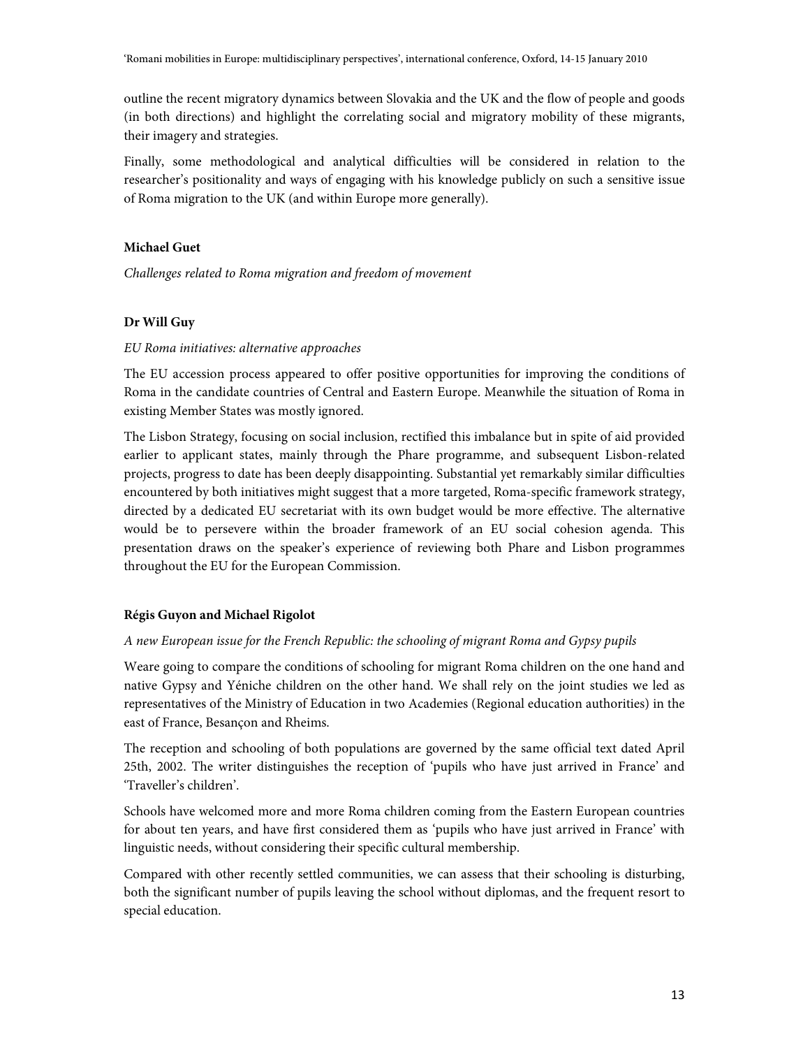outline the recent migratory dynamics between Slovakia and the UK and the flow of people and goods (in both directions) and highlight the correlating social and migratory mobility of these migrants, their imagery and strategies.

Finally, some methodological and analytical difficulties will be considered in relation to the researcher's positionality and ways of engaging with his knowledge publicly on such a sensitive issue of Roma migration to the UK (and within Europe more generally).

**Michael Guet**

*Challenges related to Roma migration and freedom of movement*

**Dr Will Guy**

*EU Roma initiatives: alternative approaches*

The EU accession process appeared to offer positive opportunities for improving the conditions of Roma in the candidate countries of Central and Eastern Europe. Meanwhile the situation of Roma in existing Member States was mostly ignored.

The Lisbon Strategy, focusing on social inclusion, rectified this imbalance but in spite of aid provided earlier to applicant states, mainly through the Phare programme, and subsequent Lisbon-related projects, progress to date has been deeply disappointing. Substantial yet remarkably similar difficulties encountered by both initiatives might suggest that a more targeted, Roma-specific framework strategy, directed by a dedicated EU secretariat with its own budget would be more effective. The alternative would be to persevere within the broader framework of an EU social cohesion agenda. This presentation draws on the speaker's experience of reviewing both Phare and Lisbon programmes throughout the EU for the European Commission.

**Régis Guyon and Michael Rigolot**

*A new European issue for the French Republic: the schooling of migrant Roma and Gypsy pupils*

Weare going to compare the conditions of schooling for migrant Roma children on the one hand and native Gypsy and Yéniche children on the other hand. We shall rely on the joint studies we led as representatives of the Ministry of Education in two Academies (Regional education authorities) in the east of France, Besançon and Rheims.

The reception and schooling of both populations are governed by the same official text dated April 25th, 2002. The writer distinguishes the reception of 'pupils who have just arrived in France' and 'Traveller's children'.

Schools have welcomed more and more Roma children coming from the Eastern European countries for about ten years, and have first considered them as 'pupils who have just arrived in France' with linguistic needs, without considering their specific cultural membership.

Compared with other recently settled communities, we can assess that their schooling is disturbing, both the significant number of pupils leaving the school without diplomas, and the frequent resort to special education.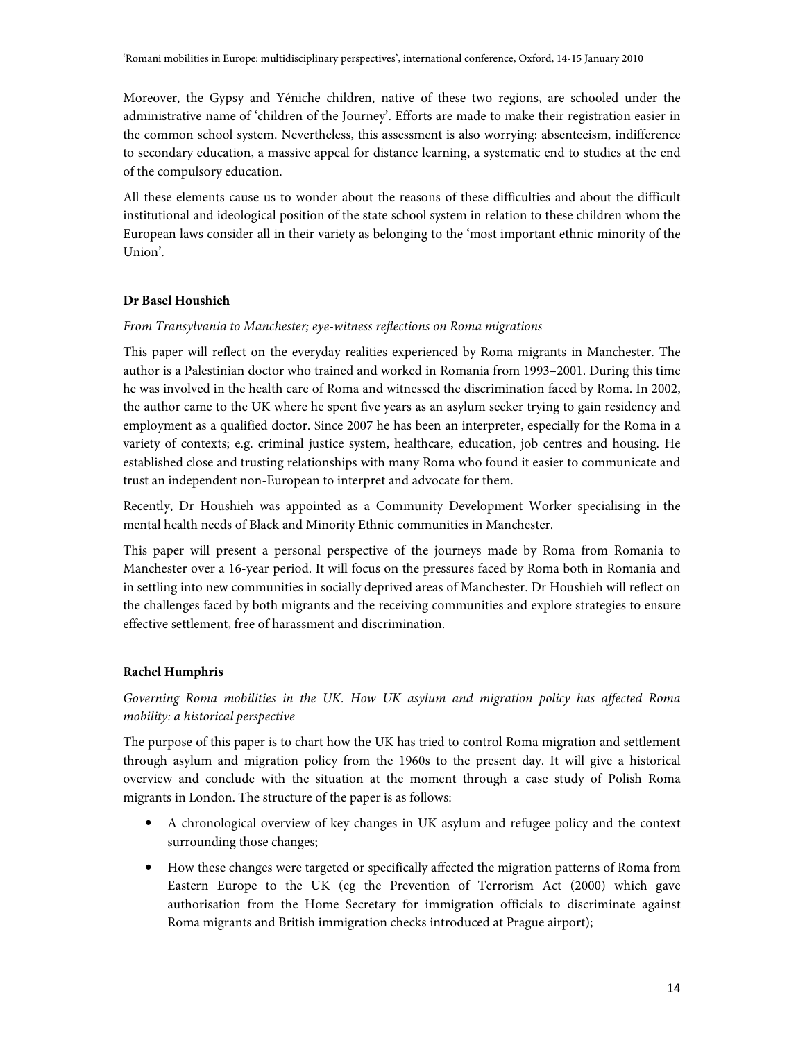Moreover, the Gypsy and Yéniche children, native of these two regions, are schooled under the administrative name of 'children of the Journey'. Efforts are made to make their registration easier in the common school system. Nevertheless, this assessment is also worrying: absenteeism, indifference to secondary education, a massive appeal for distance learning, a systematic end to studies at the end of the compulsory education.

All these elements cause us to wonder about the reasons of these difficulties and about the difficult institutional and ideological position of the state school system in relation to these children whom the European laws consider all in their variety as belonging to the 'most important ethnic minority of the Union'.

**Dr Basel Houshieh**

*From Transylvania to Manchester; eye-witness reflections on Roma migrations*

This paper will reflect on the everyday realities experienced by Roma migrants in Manchester. The author is a Palestinian doctor who trained and worked in Romania from 1993–2001. During this time he was involved in the health care of Roma and witnessed the discrimination faced by Roma. In 2002, the author came to the UK where he spent five years as an asylum seeker trying to gain residency and employment as a qualified doctor. Since 2007 he has been an interpreter, especially for the Roma in a variety of contexts; e.g. criminal justice system, healthcare, education, job centres and housing. He established close and trusting relationships with many Roma who found it easier to communicate and trust an independent non-European to interpret and advocate for them.

Recently, Dr Houshieh was appointed as a Community Development Worker specialising in the mental health needs of Black and Minority Ethnic communities in Manchester.

This paper will present a personal perspective of the journeys made by Roma from Romania to Manchester over a 16-year period. It will focus on the pressures faced by Roma both in Romania and in settling into new communities in socially deprived areas of Manchester. Dr Houshieh will reflect on the challenges faced by both migrants and the receiving communities and explore strategies to ensure effective settlement, free of harassment and discrimination.

**Rachel Humphris**

*Governing Roma mobilities in the UK. How UK asylum and migration policy has affected Roma mobility: a historical perspective*

The purpose of this paper is to chart how the UK has tried to control Roma migration and settlement through asylum and migration policy from the 1960s to the present day. It will give a historical overview and conclude with the situation at the moment through a case study of Polish Roma migrants in London. The structure of the paper is as follows:

- A chronological overview of key changes in UK asylum and refugee policy and the context surrounding those changes;
- How these changes were targeted or specifically affected the migration patterns of Roma from Eastern Europe to the UK (eg the Prevention of Terrorism Act (2000) which gave authorisation from the Home Secretary for immigration officials to discriminate against Roma migrants and British immigration checks introduced at Prague airport);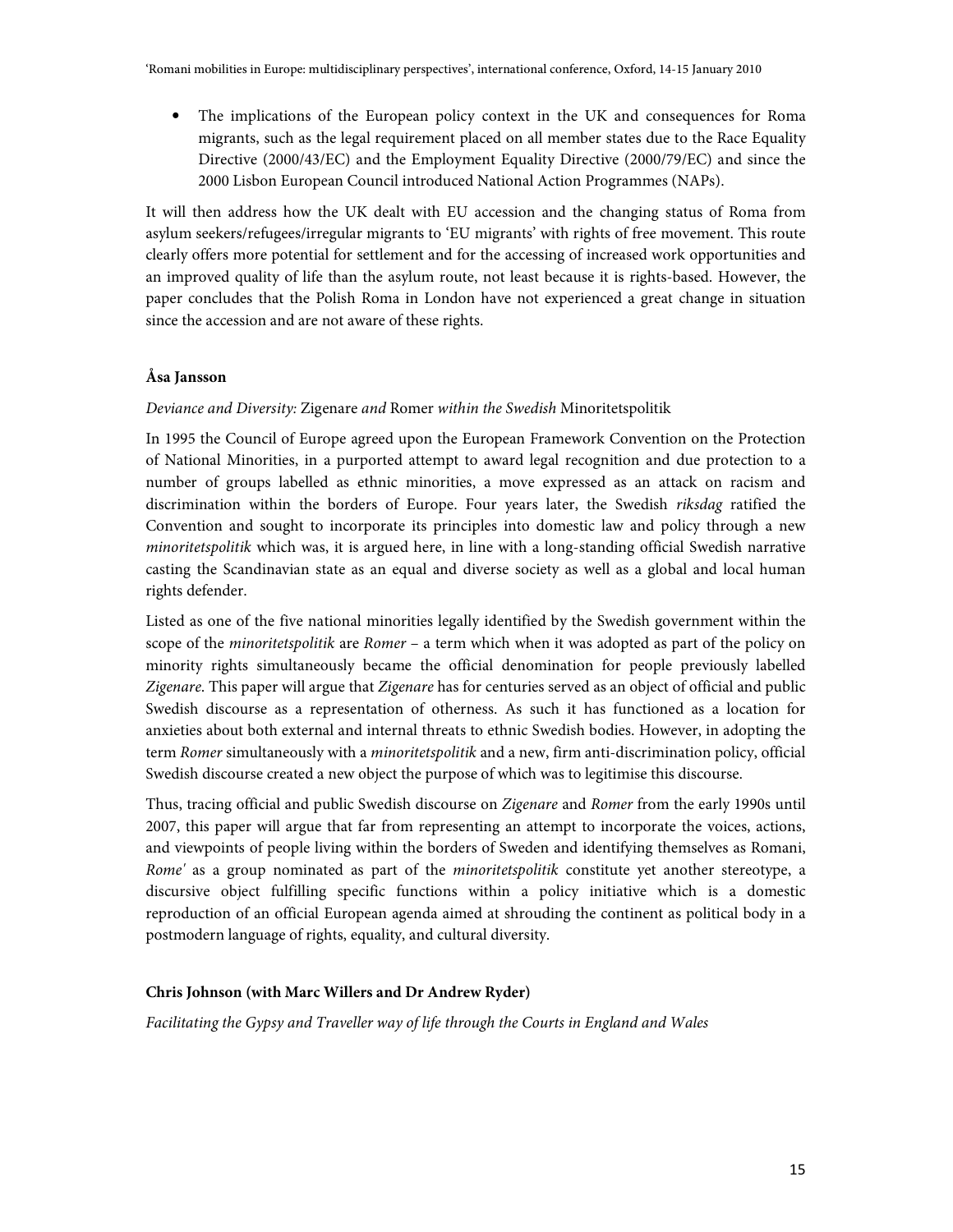- The implications of the European policy context in the UK and consequences for Roma migrants, such as the legal requirement placed on all member states due to the Race Equality Directive (2000/43/EC) and the Employment Equality Directive (2000/79/EC) and since the 2000 Lisbon European Council introduced National Action Programmes (NAPs).

It will then address how the UK dealt with EU accession and the changing status of Roma from asylum seekers/refugees/irregular migrants to 'EU migrants' with rights of free movement. This route clearly offers more potential for settlement and for the accessing of increased work opportunities and an improved quality of life than the asylum route, not least because it is rights-based. However, the paper concludes that the Polish Roma in London have not experienced a great change in situation since the accession and are not aware of these rights.

**Åsa Jansson**

*Deviance and Diversity:* Zigenare *and* Romer *within the Swedish* Minoritetspolitik

In 1995 the Council of Europe agreed upon the European Framework Convention on the Protection of National Minorities, in a purported attempt to award legal recognition and due protection to a number of groups labelled as ethnic minorities, a move expressed as an attack on racism and discrimination within the borders of Europe. Four years later, the Swedish *riksdag* ratified the Convention and sought to incorporate its principles into domestic law and policy through a new *minoritetspolitik* which was, it is argued here, in line with a long-standing official Swedish narrative casting the Scandinavian state as an equal and diverse society as well as a global and local human rights defender.

Listed as one of the five national minorities legally identified by the Swedish government within the scope of the *minoritetspolitik* are *Romer* – a term which when it was adopted as part of the policy on minority rights simultaneously became the official denomination for people previously labelled *Zigenare*. This paper will argue that *Zigenare* has for centuries served as an object of official and public Swedish discourse as a representation of otherness. As such it has functioned as a location for anxieties about both external and internal threats to ethnic Swedish bodies. However, in adopting the term *Romer* simultaneously with a *minoritetspolitik* and a new, firm anti-discrimination policy, official Swedish discourse created a new object the purpose of which was to legitimise this discourse.

Thus, tracing official and public Swedish discourse on *Zigenare* and *Romer* from the early 1990s until 2007, this paper will argue that far from representing an attempt to incorporate the voices, actions, and viewpoints of people living within the borders of Sweden and identifying themselves as Romani, *Rome'* as a group nominated as part of the *minoritetspolitik* constitute yet another stereotype, a discursive object fulfilling specific functions within a policy initiative which is a domestic reproduction of an official European agenda aimed at shrouding the continent as political body in a postmodern language of rights, equality, and cultural diversity.

**Chris Johnson (with Marc Willers and Dr Andrew Ryder)**

*Facilitating the Gypsy and Traveller way of life through the Courts in England and Wales*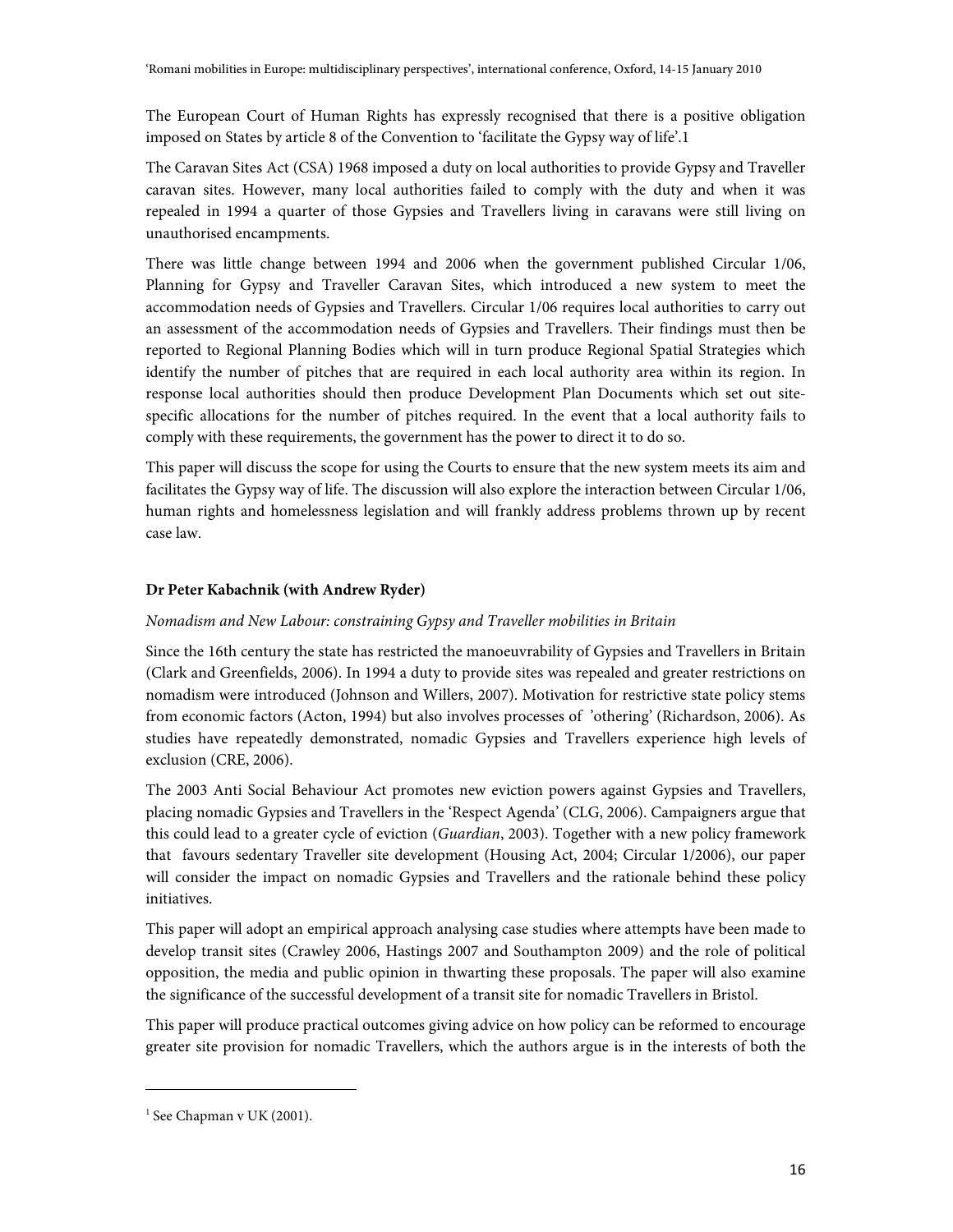The European Court of Human Rights has expressly recognised that there is a positive obligation imposed on States by article 8 of the Convention to 'facilitate the Gypsy way of life'.[1]

The Caravan Sites Act (CSA) 1968 imposed a duty on local authorities to provide Gypsy and Traveller caravan sites. However, many local authorities failed to comply with the duty and when it was repealed in 1994 a quarter of those Gypsies and Travellers living in caravans were still living on unauthorised encampments.

There was little change between 1994 and 2006 when the government published Circular 1/06, Planning for Gypsy and Traveller Caravan Sites, which introduced a new system to meet the accommodation needs of Gypsies and Travellers. Circular 1/06 requires local authorities to carry out an assessment of the accommodation needs of Gypsies and Travellers. Their findings must then be reported to Regional Planning Bodies which will in turn produce Regional Spatial Strategies which identify the number of pitches that are required in each local authority area within its region. In response local authorities should then produce Development Plan Documents which set out site-specific allocations for the number of pitches required. In the event that a local authority fails to comply with these requirements, the government has the power to direct it to do so.

This paper will discuss the scope for using the Courts to ensure that the new system meets its aim and facilitates the Gypsy way of life. The discussion will also explore the interaction between Circular 1/06, human rights and homelessness legislation and will frankly address problems thrown up by recent case law.

**Dr Peter Kabachnik (with Andrew Ryder)**

*Nomadism and New Labour: constraining Gypsy and Traveller mobilities in Britain*

Since the 16th century the state has restricted the manoeuvrability of Gypsies and Travellers in Britain (Clark and Greenfields, 2006). In 1994 a duty to provide sites was repealed and greater restrictions on nomadism were introduced (Johnson and Willers, 2007). Motivation for restrictive state policy stems from economic factors (Acton, 1994) but also involves processes of 'othering' (Richardson, 2006). As studies have repeatedly demonstrated, nomadic Gypsies and Travellers experience high levels of exclusion (CRE, 2006).

The 2003 Anti Social Behaviour Act promotes new eviction powers against Gypsies and Travellers, placing nomadic Gypsies and Travellers in the 'Respect Agenda' (CLG, 2006). Campaigners argue that this could lead to a greater cycle of eviction (*Guardian*, 2003). Together with a new policy framework that favours sedentary Traveller site development (Housing Act, 2004; Circular 1/2006), our paper will consider the impact on nomadic Gypsies and Travellers and the rationale behind these policy initiatives.

This paper will adopt an empirical approach analysing case studies where attempts have been made to develop transit sites (Crawley 2006, Hastings 2007 and Southampton 2009) and the role of political opposition, the media and public opinion in thwarting these proposals. The paper will also examine the significance of the successful development of a transit site for nomadic Travellers in Bristol.

This paper will produce practical outcomes giving advice on how policy can be reformed to encourage greater site provision for nomadic Travellers, which the authors argue is in the interests of both the

---

[1] See Chapman v UK (2001).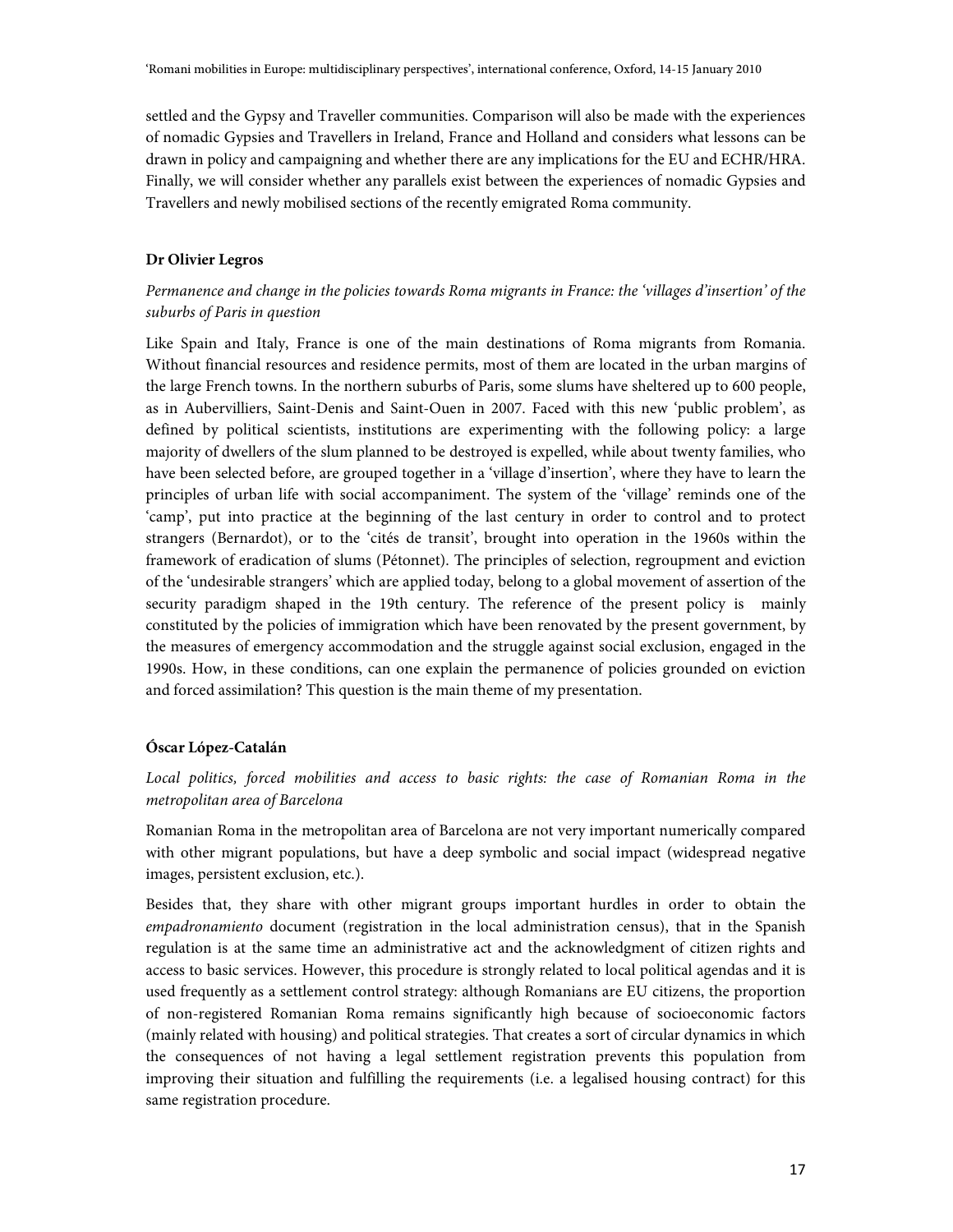settled and the Gypsy and Traveller communities. Comparison will also be made with the experiences of nomadic Gypsies and Travellers in Ireland, France and Holland and considers what lessons can be drawn in policy and campaigning and whether there are any implications for the EU and ECHR/HRA. Finally, we will consider whether any parallels exist between the experiences of nomadic Gypsies and Travellers and newly mobilised sections of the recently emigrated Roma community.

**Dr Olivier Legros**

*Permanence and change in the policies towards Roma migrants in France: the 'villages d'insertion' of the suburbs of Paris in question*

Like Spain and Italy, France is one of the main destinations of Roma migrants from Romania. Without financial resources and residence permits, most of them are located in the urban margins of the large French towns. In the northern suburbs of Paris, some slums have sheltered up to 600 people, as in Aubervilliers, Saint-Denis and Saint-Ouen in 2007. Faced with this new 'public problem', as defined by political scientists, institutions are experimenting with the following policy: a large majority of dwellers of the slum planned to be destroyed is expelled, while about twenty families, who have been selected before, are grouped together in a 'village d'insertion', where they have to learn the principles of urban life with social accompaniment. The system of the 'village' reminds one of the 'camp', put into practice at the beginning of the last century in order to control and to protect strangers (Bernardot), or to the 'cités de transit', brought into operation in the 1960s within the framework of eradication of slums (Pétonnet). The principles of selection, regroupment and eviction of the 'undesirable strangers' which are applied today, belong to a global movement of assertion of the security paradigm shaped in the 19th century. The reference of the present policy is mainly constituted by the policies of immigration which have been renovated by the present government, by the measures of emergency accommodation and the struggle against social exclusion, engaged in the 1990s. How, in these conditions, can one explain the permanence of policies grounded on eviction and forced assimilation? This question is the main theme of my presentation.

**Óscar López-Catalán**

*Local politics, forced mobilities and access to basic rights: the case of Romanian Roma in the metropolitan area of Barcelona*

Romanian Roma in the metropolitan area of Barcelona are not very important numerically compared with other migrant populations, but have a deep symbolic and social impact (widespread negative images, persistent exclusion, etc.).

Besides that, they share with other migrant groups important hurdles in order to obtain the *empadronamiento* document (registration in the local administration census), that in the Spanish regulation is at the same time an administrative act and the acknowledgment of citizen rights and access to basic services. However, this procedure is strongly related to local political agendas and it is used frequently as a settlement control strategy: although Romanians are EU citizens, the proportion of non-registered Romanian Roma remains significantly high because of socioeconomic factors (mainly related with housing) and political strategies. That creates a sort of circular dynamics in which the consequences of not having a legal settlement registration prevents this population from improving their situation and fulfilling the requirements (i.e. a legalised housing contract) for this same registration procedure.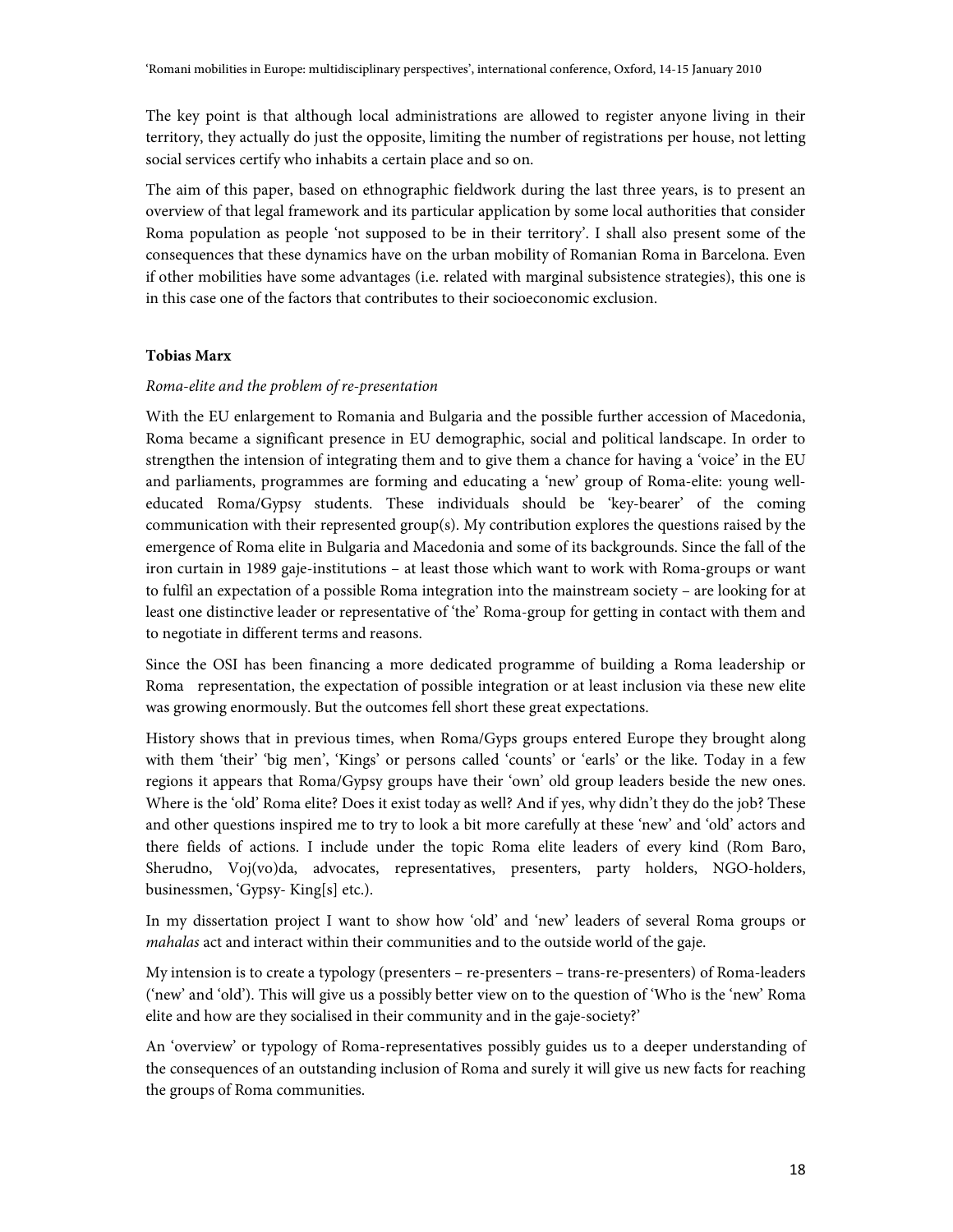The key point is that although local administrations are allowed to register anyone living in their territory, they actually do just the opposite, limiting the number of registrations per house, not letting social services certify who inhabits a certain place and so on.

The aim of this paper, based on ethnographic fieldwork during the last three years, is to present an overview of that legal framework and its particular application by some local authorities that consider Roma population as people 'not supposed to be in their territory'. I shall also present some of the consequences that these dynamics have on the urban mobility of Romanian Roma in Barcelona. Even if other mobilities have some advantages (i.e. related with marginal subsistence strategies), this one is in this case one of the factors that contributes to their socioeconomic exclusion.

**Tobias Marx**

*Roma-elite and the problem of re-presentation*

With the EU enlargement to Romania and Bulgaria and the possible further accession of Macedonia, Roma became a significant presence in EU demographic, social and political landscape. In order to strengthen the intension of integrating them and to give them a chance for having a 'voice' in the EU and parliaments, programmes are forming and educating a 'new' group of Roma-elite: young well-educated Roma/Gypsy students. These individuals should be 'key-bearer' of the coming communication with their represented group(s). My contribution explores the questions raised by the emergence of Roma elite in Bulgaria and Macedonia and some of its backgrounds. Since the fall of the iron curtain in 1989 gaje-institutions – at least those which want to work with Roma-groups or want to fulfil an expectation of a possible Roma integration into the mainstream society – are looking for at least one distinctive leader or representative of 'the' Roma-group for getting in contact with them and to negotiate in different terms and reasons.

Since the OSI has been financing a more dedicated programme of building a Roma leadership or Roma representation, the expectation of possible integration or at least inclusion via these new elite was growing enormously. But the outcomes fell short these great expectations.

History shows that in previous times, when Roma/Gyps groups entered Europe they brought along with them 'their' 'big men', 'Kings' or persons called 'counts' or 'earls' or the like. Today in a few regions it appears that Roma/Gypsy groups have their 'own' old group leaders beside the new ones. Where is the 'old' Roma elite? Does it exist today as well? And if yes, why didn't they do the job? These and other questions inspired me to try to look a bit more carefully at these 'new' and 'old' actors and there fields of actions. I include under the topic Roma elite leaders of every kind (Rom Baro, Sherudno, Voj(vo)da, advocates, representatives, presenters, party holders, NGO-holders, businessmen, 'Gypsy- King[s] etc.).

In my dissertation project I want to show how 'old' and 'new' leaders of several Roma groups or *mahalas* act and interact within their communities and to the outside world of the gaje.

My intension is to create a typology (presenters – re-presenters – trans-re-presenters) of Roma-leaders ('new' and 'old'). This will give us a possibly better view on to the question of 'Who is the 'new' Roma elite and how are they socialised in their community and in the gaje-society?'

An 'overview' or typology of Roma-representatives possibly guides us to a deeper understanding of the consequences of an outstanding inclusion of Roma and surely it will give us new facts for reaching the groups of Roma communities.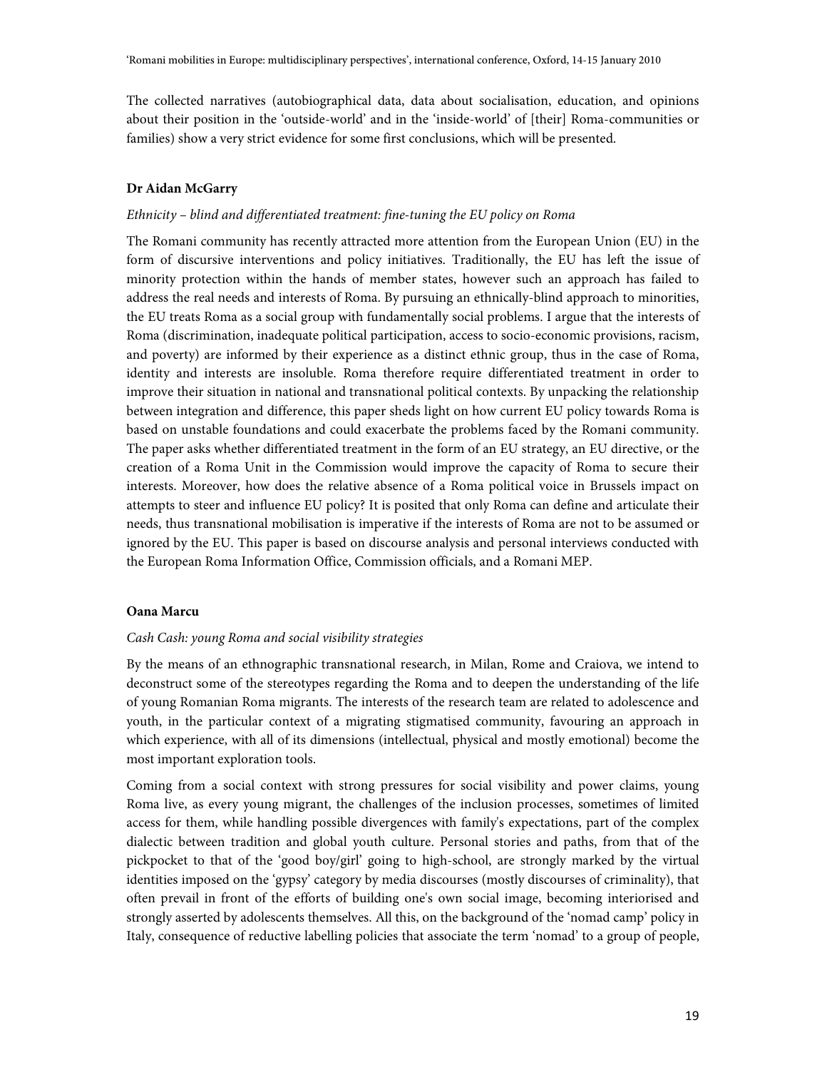The collected narratives (autobiographical data, data about socialisation, education, and opinions about their position in the 'outside-world' and in the 'inside-world' of [their] Roma-communities or families) show a very strict evidence for some first conclusions, which will be presented.

**Dr Aidan McGarry**

*Ethnicity – blind and differentiated treatment: fine-tuning the EU policy on Roma*

The Romani community has recently attracted more attention from the European Union (EU) in the form of discursive interventions and policy initiatives. Traditionally, the EU has left the issue of minority protection within the hands of member states, however such an approach has failed to address the real needs and interests of Roma. By pursuing an ethnically-blind approach to minorities, the EU treats Roma as a social group with fundamentally social problems. I argue that the interests of Roma (discrimination, inadequate political participation, access to socio-economic provisions, racism, and poverty) are informed by their experience as a distinct ethnic group, thus in the case of Roma, identity and interests are insoluble. Roma therefore require differentiated treatment in order to improve their situation in national and transnational political contexts. By unpacking the relationship between integration and difference, this paper sheds light on how current EU policy towards Roma is based on unstable foundations and could exacerbate the problems faced by the Romani community. The paper asks whether differentiated treatment in the form of an EU strategy, an EU directive, or the creation of a Roma Unit in the Commission would improve the capacity of Roma to secure their interests. Moreover, how does the relative absence of a Roma political voice in Brussels impact on attempts to steer and influence EU policy? It is posited that only Roma can define and articulate their needs, thus transnational mobilisation is imperative if the interests of Roma are not to be assumed or ignored by the EU. This paper is based on discourse analysis and personal interviews conducted with the European Roma Information Office, Commission officials, and a Romani MEP.

**Oana Marcu**

*Cash Cash: young Roma and social visibility strategies*

By the means of an ethnographic transnational research, in Milan, Rome and Craiova, we intend to deconstruct some of the stereotypes regarding the Roma and to deepen the understanding of the life of young Romanian Roma migrants. The interests of the research team are related to adolescence and youth, in the particular context of a migrating stigmatised community, favouring an approach in which experience, with all of its dimensions (intellectual, physical and mostly emotional) become the most important exploration tools.

Coming from a social context with strong pressures for social visibility and power claims, young Roma live, as every young migrant, the challenges of the inclusion processes, sometimes of limited access for them, while handling possible divergences with family's expectations, part of the complex dialectic between tradition and global youth culture. Personal stories and paths, from that of the pickpocket to that of the 'good boy/girl' going to high-school, are strongly marked by the virtual identities imposed on the 'gypsy' category by media discourses (mostly discourses of criminality), that often prevail in front of the efforts of building one's own social image, becoming interiorised and strongly asserted by adolescents themselves. All this, on the background of the 'nomad camp' policy in Italy, consequence of reductive labelling policies that associate the term 'nomad' to a group of people,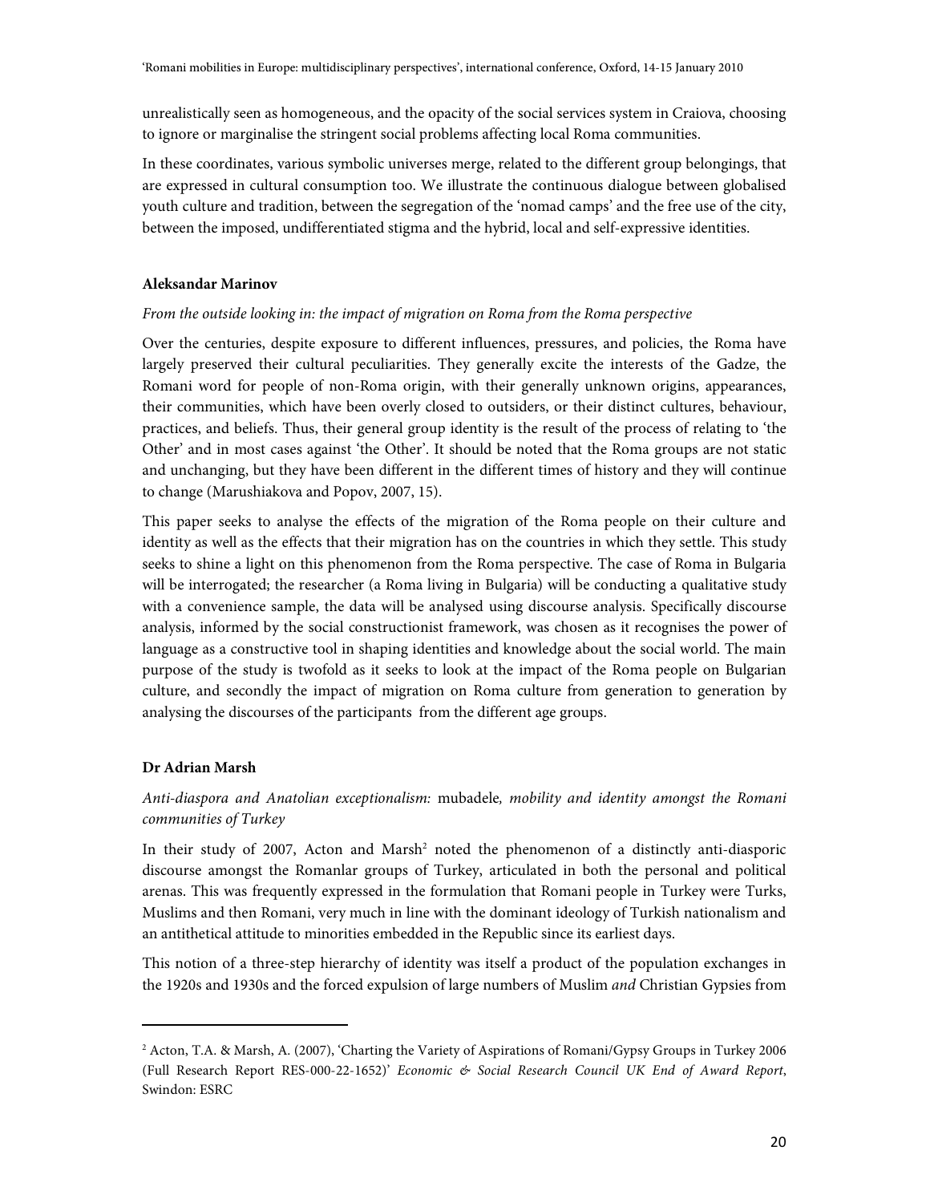unrealistically seen as homogeneous, and the opacity of the social services system in Craiova, choosing to ignore or marginalise the stringent social problems affecting local Roma communities.

In these coordinates, various symbolic universes merge, related to the different group belongings, that are expressed in cultural consumption too. We illustrate the continuous dialogue between globalised youth culture and tradition, between the segregation of the 'nomad camps' and the free use of the city, between the imposed, undifferentiated stigma and the hybrid, local and self-expressive identities.

**Aleksandar Marinov**

*From the outside looking in: the impact of migration on Roma from the Roma perspective*

Over the centuries, despite exposure to different influences, pressures, and policies, the Roma have largely preserved their cultural peculiarities. They generally excite the interests of the Gadze, the Romani word for people of non-Roma origin, with their generally unknown origins, appearances, their communities, which have been overly closed to outsiders, or their distinct cultures, behaviour, practices, and beliefs. Thus, their general group identity is the result of the process of relating to 'the Other' and in most cases against 'the Other'. It should be noted that the Roma groups are not static and unchanging, but they have been different in the different times of history and they will continue to change (Marushiakova and Popov, 2007, 15).

This paper seeks to analyse the effects of the migration of the Roma people on their culture and identity as well as the effects that their migration has on the countries in which they settle. This study seeks to shine a light on this phenomenon from the Roma perspective. The case of Roma in Bulgaria will be interrogated; the researcher (a Roma living in Bulgaria) will be conducting a qualitative study with a convenience sample, the data will be analysed using discourse analysis. Specifically discourse analysis, informed by the social constructionist framework, was chosen as it recognises the power of language as a constructive tool in shaping identities and knowledge about the social world. The main purpose of the study is twofold as it seeks to look at the impact of the Roma people on Bulgarian culture, and secondly the impact of migration on Roma culture from generation to generation by analysing the discourses of the participants from the different age groups.

**Dr Adrian Marsh**

*Anti-diaspora and Anatolian exceptionalism:* mubadele*, mobility and identity amongst the Romani communities of Turkey*

In their study of 2007, Acton and Marsh[2] noted the phenomenon of a distinctly anti-diasporic discourse amongst the Romanlar groups of Turkey, articulated in both the personal and political arenas. This was frequently expressed in the formulation that Romani people in Turkey were Turks, Muslims and then Romani, very much in line with the dominant ideology of Turkish nationalism and an antithetical attitude to minorities embedded in the Republic since its earliest days.

This notion of a three-step hierarchy of identity was itself a product of the population exchanges in the 1920s and 1930s and the forced expulsion of large numbers of Muslim *and* Christian Gypsies from

---

[2] Acton, T.A. & Marsh, A. (2007), 'Charting the Variety of Aspirations of Romani/Gypsy Groups in Turkey 2006 (Full Research Report RES-000-22-1652)' *Economic & Social Research Council UK End of Award Report*, Swindon: ESRC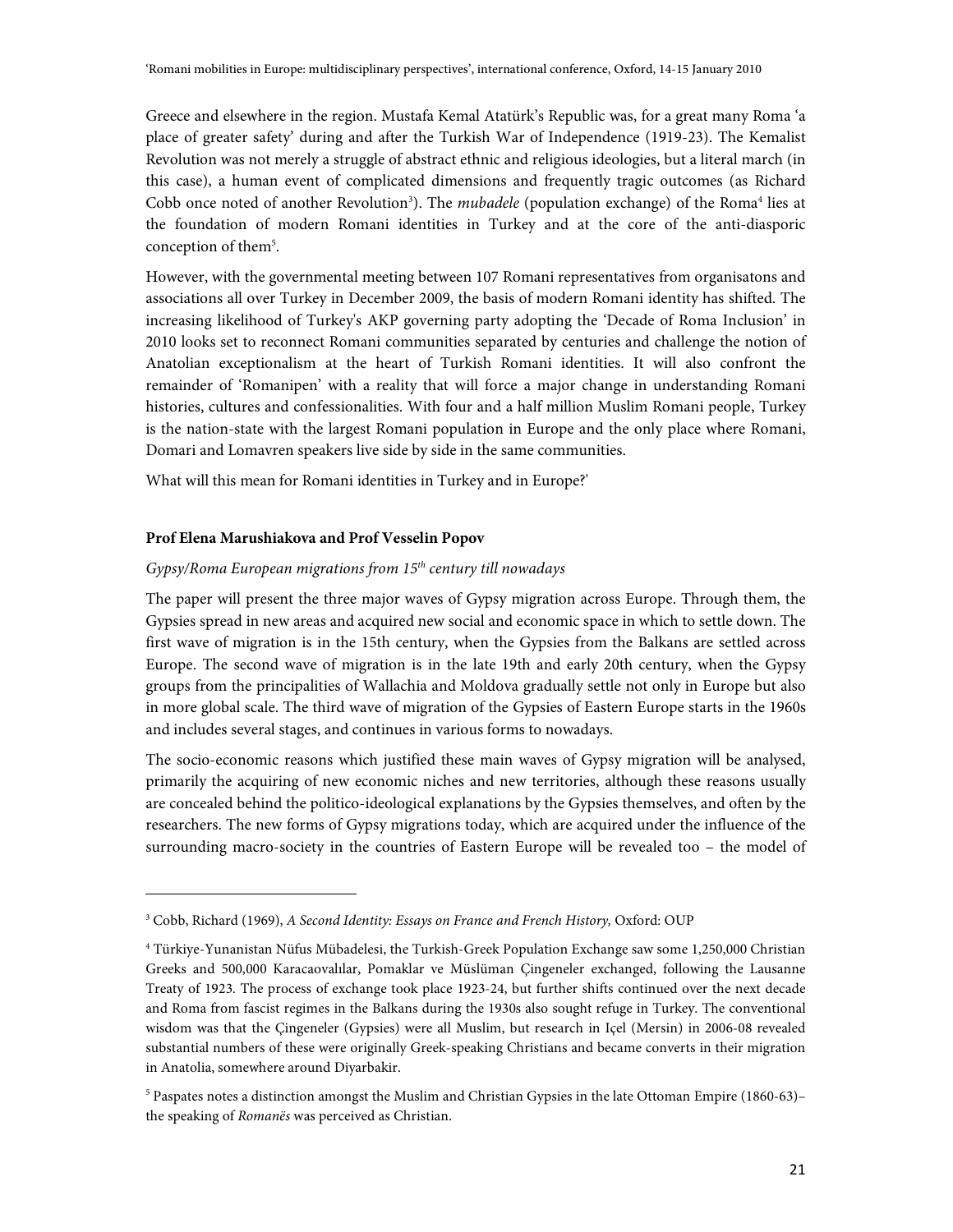Greece and elsewhere in the region. Mustafa Kemal Atatürk's Republic was, for a great many Roma 'a place of greater safety' during and after the Turkish War of Independence (1919-23). The Kemalist Revolution was not merely a struggle of abstract ethnic and religious ideologies, but a literal march (in this case), a human event of complicated dimensions and frequently tragic outcomes (as Richard Cobb once noted of another Revolution[3]). The *mubadele* (population exchange) of the Roma[4] lies at the foundation of modern Romani identities in Turkey and at the core of the anti-diasporic conception of them[5].

However, with the governmental meeting between 107 Romani representatives from organisatons and associations all over Turkey in December 2009, the basis of modern Romani identity has shifted. The increasing likelihood of Turkey's AKP governing party adopting the 'Decade of Roma Inclusion' in 2010 looks set to reconnect Romani communities separated by centuries and challenge the notion of Anatolian exceptionalism at the heart of Turkish Romani identities. It will also confront the remainder of 'Romanipen' with a reality that will force a major change in understanding Romani histories, cultures and confessionalities. With four and a half million Muslim Romani people, Turkey is the nation-state with the largest Romani population in Europe and the only place where Romani, Domari and Lomavren speakers live side by side in the same communities.

What will this mean for Romani identities in Turkey and in Europe?'

**Prof Elena Marushiakova and Prof Vesselin Popov**

*Gypsy/Roma European migrations from 15th century till nowadays*

The paper will present the three major waves of Gypsy migration across Europe. Through them, the Gypsies spread in new areas and acquired new social and economic space in which to settle down. The first wave of migration is in the 15th century, when the Gypsies from the Balkans are settled across Europe. The second wave of migration is in the late 19th and early 20th century, when the Gypsy groups from the principalities of Wallachia and Moldova gradually settle not only in Europe but also in more global scale. The third wave of migration of the Gypsies of Eastern Europe starts in the 1960s and includes several stages, and continues in various forms to nowadays.

The socio-economic reasons which justified these main waves of Gypsy migration will be analysed, primarily the acquiring of new economic niches and new territories, although these reasons usually are concealed behind the politico-ideological explanations by the Gypsies themselves, and often by the researchers. The new forms of Gypsy migrations today, which are acquired under the influence of the surrounding macro-society in the countries of Eastern Europe will be revealed too – the model of

---

[3] Cobb, Richard (1969), *A Second Identity: Essays on France and French History,* Oxford: OUP

[4] Türkiye-Yunanistan Nüfus Mübadelesi, the Turkish-Greek Population Exchange saw some 1,250,000 Christian Greeks and 500,000 Karacaovalılar, Pomaklar ve Müslüman Çingeneler exchanged, following the Lausanne Treaty of 1923. The process of exchange took place 1923-24, but further shifts continued over the next decade and Roma from fascist regimes in the Balkans during the 1930s also sought refuge in Turkey. The conventional wisdom was that the Çingeneler (Gypsies) were all Muslim, but research in Içel (Mersin) in 2006-08 revealed substantial numbers of these were originally Greek-speaking Christians and became converts in their migration in Anatolia, somewhere around Diyarbakir.

[5] Paspates notes a distinction amongst the Muslim and Christian Gypsies in the late Ottoman Empire (1860-63)– the speaking of *Romanës* was perceived as Christian.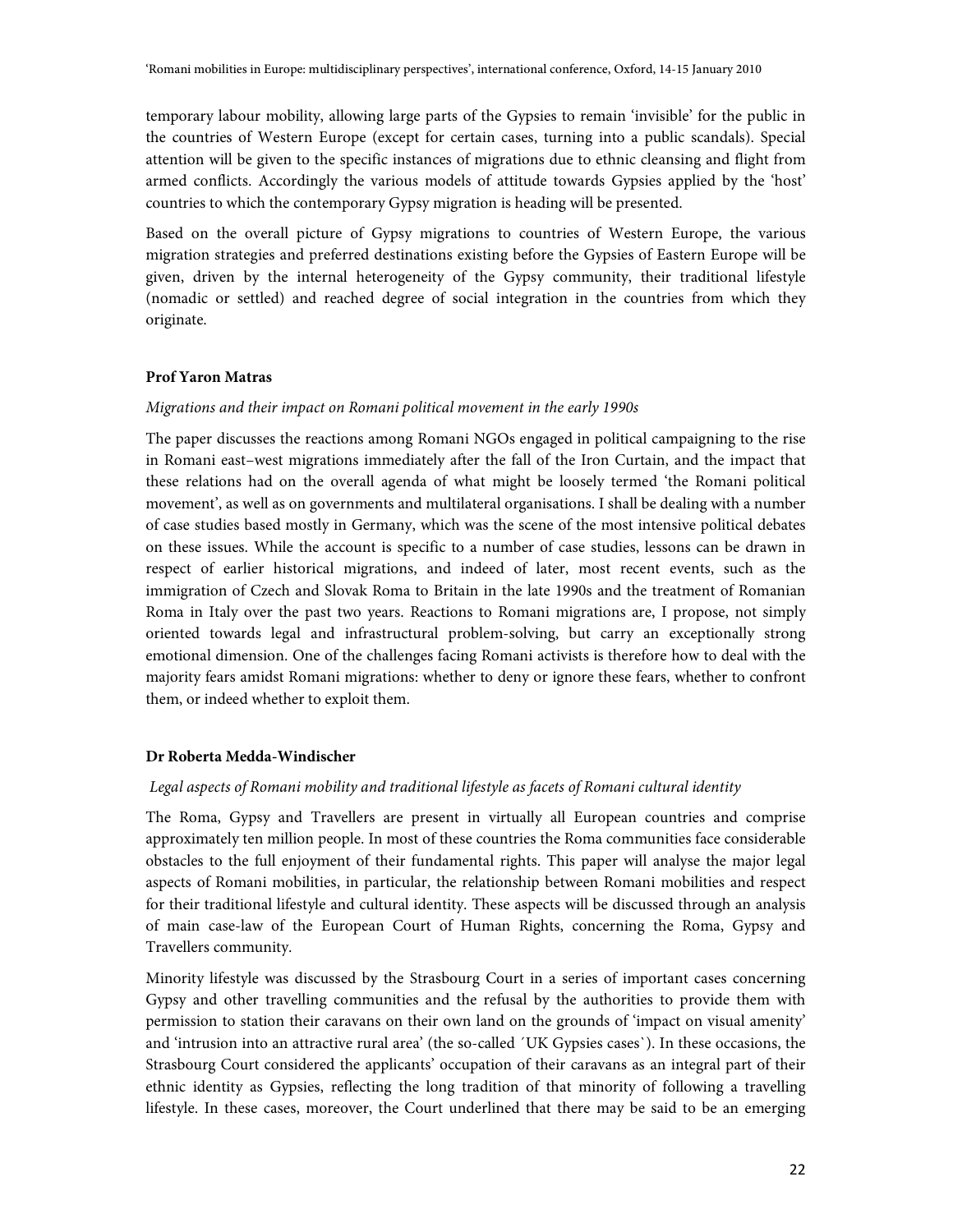temporary labour mobility, allowing large parts of the Gypsies to remain 'invisible' for the public in the countries of Western Europe (except for certain cases, turning into a public scandals). Special attention will be given to the specific instances of migrations due to ethnic cleansing and flight from armed conflicts. Accordingly the various models of attitude towards Gypsies applied by the 'host' countries to which the contemporary Gypsy migration is heading will be presented.

Based on the overall picture of Gypsy migrations to countries of Western Europe, the various migration strategies and preferred destinations existing before the Gypsies of Eastern Europe will be given, driven by the internal heterogeneity of the Gypsy community, their traditional lifestyle (nomadic or settled) and reached degree of social integration in the countries from which they originate.

**Prof Yaron Matras**

*Migrations and their impact on Romani political movement in the early 1990s*

The paper discusses the reactions among Romani NGOs engaged in political campaigning to the rise in Romani east–west migrations immediately after the fall of the Iron Curtain, and the impact that these relations had on the overall agenda of what might be loosely termed 'the Romani political movement', as well as on governments and multilateral organisations. I shall be dealing with a number of case studies based mostly in Germany, which was the scene of the most intensive political debates on these issues. While the account is specific to a number of case studies, lessons can be drawn in respect of earlier historical migrations, and indeed of later, most recent events, such as the immigration of Czech and Slovak Roma to Britain in the late 1990s and the treatment of Romanian Roma in Italy over the past two years. Reactions to Romani migrations are, I propose, not simply oriented towards legal and infrastructural problem-solving, but carry an exceptionally strong emotional dimension. One of the challenges facing Romani activists is therefore how to deal with the majority fears amidst Romani migrations: whether to deny or ignore these fears, whether to confront them, or indeed whether to exploit them.

**Dr Roberta Medda-Windischer**

*Legal aspects of Romani mobility and traditional lifestyle as facets of Romani cultural identity*

The Roma, Gypsy and Travellers are present in virtually all European countries and comprise approximately ten million people. In most of these countries the Roma communities face considerable obstacles to the full enjoyment of their fundamental rights. This paper will analyse the major legal aspects of Romani mobilities, in particular, the relationship between Romani mobilities and respect for their traditional lifestyle and cultural identity. These aspects will be discussed through an analysis of main case-law of the European Court of Human Rights, concerning the Roma, Gypsy and Travellers community.

Minority lifestyle was discussed by the Strasbourg Court in a series of important cases concerning Gypsy and other travelling communities and the refusal by the authorities to provide them with permission to station their caravans on their own land on the grounds of 'impact on visual amenity' and 'intrusion into an attractive rural area' (the so-called ´UK Gypsies cases`). In these occasions, the Strasbourg Court considered the applicants' occupation of their caravans as an integral part of their ethnic identity as Gypsies, reflecting the long tradition of that minority of following a travelling lifestyle. In these cases, moreover, the Court underlined that there may be said to be an emerging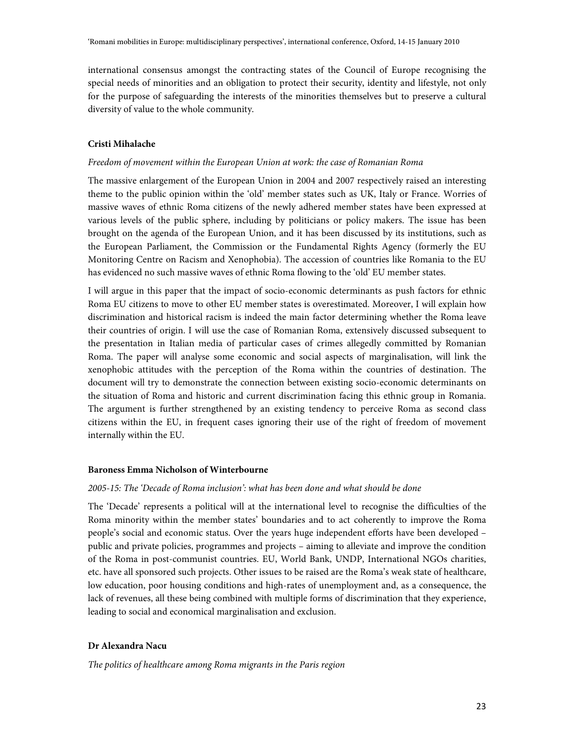international consensus amongst the contracting states of the Council of Europe recognising the special needs of minorities and an obligation to protect their security, identity and lifestyle, not only for the purpose of safeguarding the interests of the minorities themselves but to preserve a cultural diversity of value to the whole community.

**Cristi Mihalache**

*Freedom of movement within the European Union at work: the case of Romanian Roma*

The massive enlargement of the European Union in 2004 and 2007 respectively raised an interesting theme to the public opinion within the 'old' member states such as UK, Italy or France. Worries of massive waves of ethnic Roma citizens of the newly adhered member states have been expressed at various levels of the public sphere, including by politicians or policy makers. The issue has been brought on the agenda of the European Union, and it has been discussed by its institutions, such as the European Parliament, the Commission or the Fundamental Rights Agency (formerly the EU Monitoring Centre on Racism and Xenophobia). The accession of countries like Romania to the EU has evidenced no such massive waves of ethnic Roma flowing to the 'old' EU member states.

I will argue in this paper that the impact of socio-economic determinants as push factors for ethnic Roma EU citizens to move to other EU member states is overestimated. Moreover, I will explain how discrimination and historical racism is indeed the main factor determining whether the Roma leave their countries of origin. I will use the case of Romanian Roma, extensively discussed subsequent to the presentation in Italian media of particular cases of crimes allegedly committed by Romanian Roma. The paper will analyse some economic and social aspects of marginalisation, will link the xenophobic attitudes with the perception of the Roma within the countries of destination. The document will try to demonstrate the connection between existing socio-economic determinants on the situation of Roma and historic and current discrimination facing this ethnic group in Romania. The argument is further strengthened by an existing tendency to perceive Roma as second class citizens within the EU, in frequent cases ignoring their use of the right of freedom of movement internally within the EU.

**Baroness Emma Nicholson of Winterbourne**

*2005-15: The 'Decade of Roma inclusion': what has been done and what should be done*

The 'Decade' represents a political will at the international level to recognise the difficulties of the Roma minority within the member states' boundaries and to act coherently to improve the Roma people's social and economic status. Over the years huge independent efforts have been developed – public and private policies, programmes and projects – aiming to alleviate and improve the condition of the Roma in post-communist countries. EU, World Bank, UNDP, International NGOs charities, etc. have all sponsored such projects. Other issues to be raised are the Roma's weak state of healthcare, low education, poor housing conditions and high-rates of unemployment and, as a consequence, the lack of revenues, all these being combined with multiple forms of discrimination that they experience, leading to social and economical marginalisation and exclusion.

**Dr Alexandra Nacu**

*The politics of healthcare among Roma migrants in the Paris region*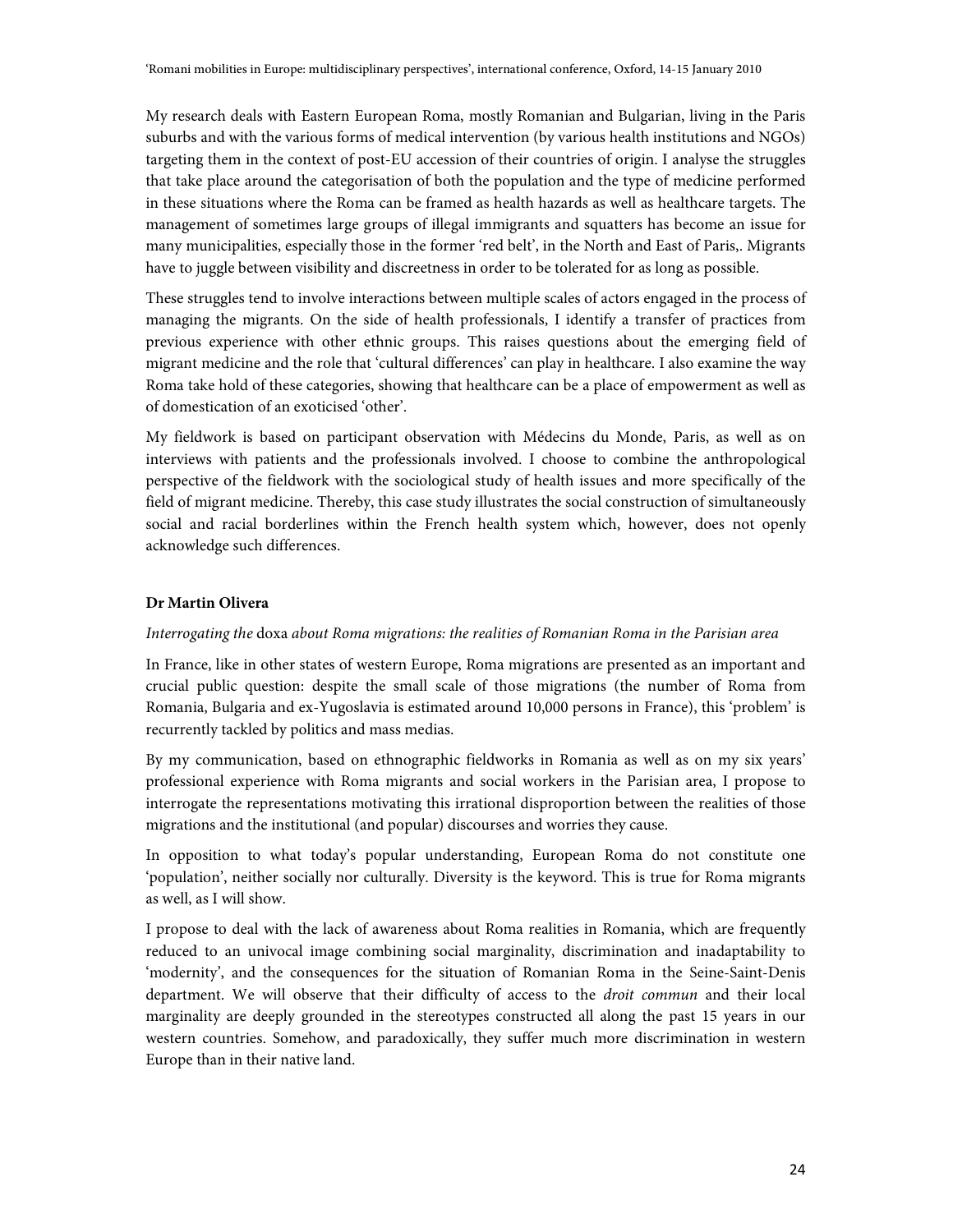My research deals with Eastern European Roma, mostly Romanian and Bulgarian, living in the Paris suburbs and with the various forms of medical intervention (by various health institutions and NGOs) targeting them in the context of post-EU accession of their countries of origin. I analyse the struggles that take place around the categorisation of both the population and the type of medicine performed in these situations where the Roma can be framed as health hazards as well as healthcare targets. The management of sometimes large groups of illegal immigrants and squatters has become an issue for many municipalities, especially those in the former 'red belt', in the North and East of Paris,. Migrants have to juggle between visibility and discreetness in order to be tolerated for as long as possible.

These struggles tend to involve interactions between multiple scales of actors engaged in the process of managing the migrants. On the side of health professionals, I identify a transfer of practices from previous experience with other ethnic groups. This raises questions about the emerging field of migrant medicine and the role that 'cultural differences' can play in healthcare. I also examine the way Roma take hold of these categories, showing that healthcare can be a place of empowerment as well as of domestication of an exoticised 'other'.

My fieldwork is based on participant observation with Médecins du Monde, Paris, as well as on interviews with patients and the professionals involved. I choose to combine the anthropological perspective of the fieldwork with the sociological study of health issues and more specifically of the field of migrant medicine. Thereby, this case study illustrates the social construction of simultaneously social and racial borderlines within the French health system which, however, does not openly acknowledge such differences.

**Dr Martin Olivera**

*Interrogating the* doxa *about Roma migrations: the realities of Romanian Roma in the Parisian area*

In France, like in other states of western Europe, Roma migrations are presented as an important and crucial public question: despite the small scale of those migrations (the number of Roma from Romania, Bulgaria and ex-Yugoslavia is estimated around 10,000 persons in France), this 'problem' is recurrently tackled by politics and mass medias.

By my communication, based on ethnographic fieldworks in Romania as well as on my six years' professional experience with Roma migrants and social workers in the Parisian area, I propose to interrogate the representations motivating this irrational disproportion between the realities of those migrations and the institutional (and popular) discourses and worries they cause.

In opposition to what today's popular understanding, European Roma do not constitute one 'population', neither socially nor culturally. Diversity is the keyword. This is true for Roma migrants as well, as I will show.

I propose to deal with the lack of awareness about Roma realities in Romania, which are frequently reduced to an univocal image combining social marginality, discrimination and inadaptability to 'modernity', and the consequences for the situation of Romanian Roma in the Seine-Saint-Denis department. We will observe that their difficulty of access to the *droit commun* and their local marginality are deeply grounded in the stereotypes constructed all along the past 15 years in our western countries. Somehow, and paradoxically, they suffer much more discrimination in western Europe than in their native land.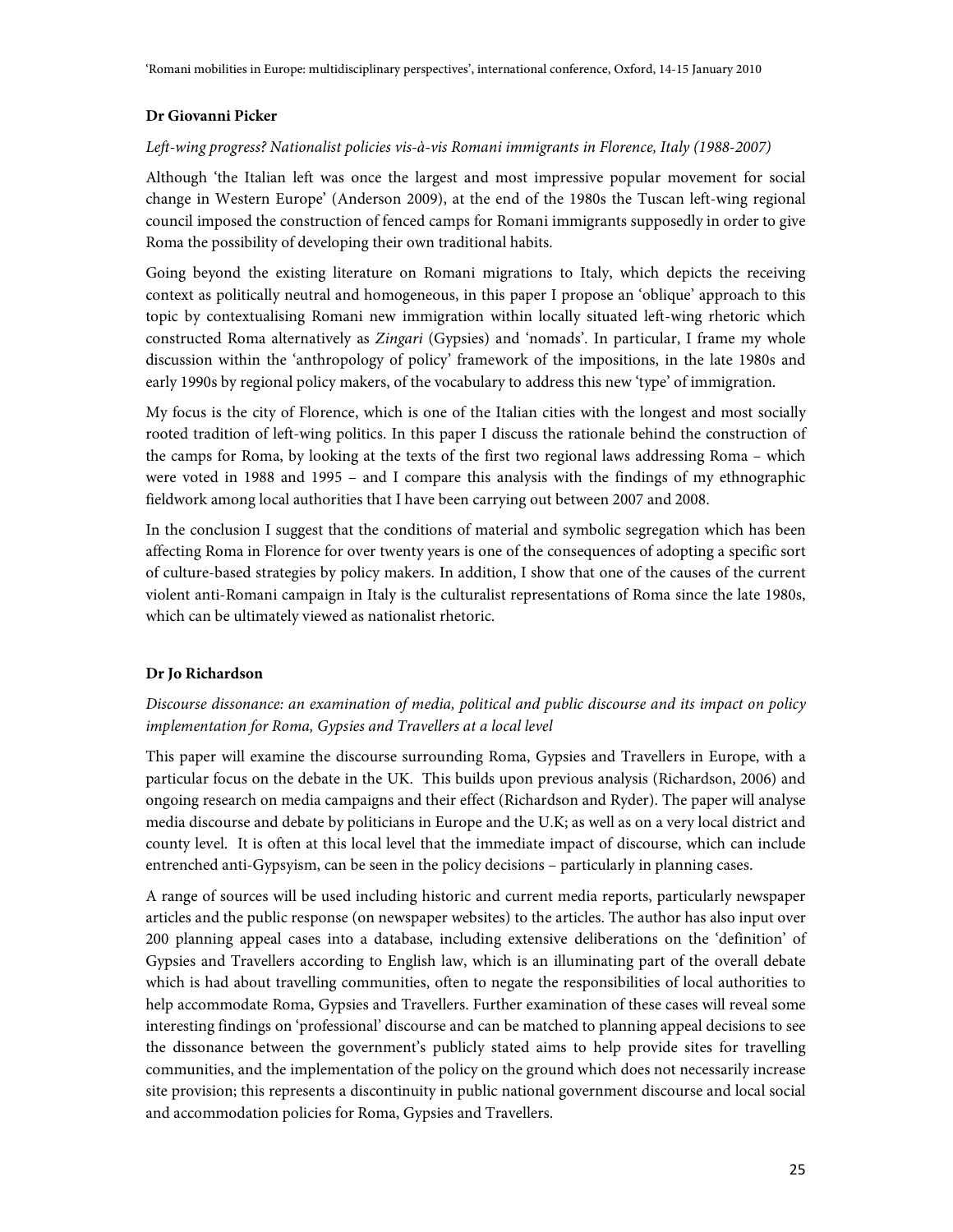**Dr Giovanni Picker**

*Left-wing progress? Nationalist policies vis-à-vis Romani immigrants in Florence, Italy (1988-2007)*

Although 'the Italian left was once the largest and most impressive popular movement for social change in Western Europe' (Anderson 2009), at the end of the 1980s the Tuscan left-wing regional council imposed the construction of fenced camps for Romani immigrants supposedly in order to give Roma the possibility of developing their own traditional habits.

Going beyond the existing literature on Romani migrations to Italy, which depicts the receiving context as politically neutral and homogeneous, in this paper I propose an 'oblique' approach to this topic by contextualising Romani new immigration within locally situated left-wing rhetoric which constructed Roma alternatively as *Zingari* (Gypsies) and 'nomads'. In particular, I frame my whole discussion within the 'anthropology of policy' framework of the impositions, in the late 1980s and early 1990s by regional policy makers, of the vocabulary to address this new 'type' of immigration.

My focus is the city of Florence, which is one of the Italian cities with the longest and most socially rooted tradition of left-wing politics. In this paper I discuss the rationale behind the construction of the camps for Roma, by looking at the texts of the first two regional laws addressing Roma – which were voted in 1988 and 1995 – and I compare this analysis with the findings of my ethnographic fieldwork among local authorities that I have been carrying out between 2007 and 2008.

In the conclusion I suggest that the conditions of material and symbolic segregation which has been affecting Roma in Florence for over twenty years is one of the consequences of adopting a specific sort of culture-based strategies by policy makers. In addition, I show that one of the causes of the current violent anti-Romani campaign in Italy is the culturalist representations of Roma since the late 1980s, which can be ultimately viewed as nationalist rhetoric.

**Dr Jo Richardson**

*Discourse dissonance: an examination of media, political and public discourse and its impact on policy implementation for Roma, Gypsies and Travellers at a local level*

This paper will examine the discourse surrounding Roma, Gypsies and Travellers in Europe, with a particular focus on the debate in the UK. This builds upon previous analysis (Richardson, 2006) and ongoing research on media campaigns and their effect (Richardson and Ryder). The paper will analyse media discourse and debate by politicians in Europe and the U.K; as well as on a very local district and county level. It is often at this local level that the immediate impact of discourse, which can include entrenched anti-Gypsyism, can be seen in the policy decisions – particularly in planning cases.

A range of sources will be used including historic and current media reports, particularly newspaper articles and the public response (on newspaper websites) to the articles. The author has also input over 200 planning appeal cases into a database, including extensive deliberations on the 'definition' of Gypsies and Travellers according to English law, which is an illuminating part of the overall debate which is had about travelling communities, often to negate the responsibilities of local authorities to help accommodate Roma, Gypsies and Travellers. Further examination of these cases will reveal some interesting findings on 'professional' discourse and can be matched to planning appeal decisions to see the dissonance between the government's publicly stated aims to help provide sites for travelling communities, and the implementation of the policy on the ground which does not necessarily increase site provision; this represents a discontinuity in public national government discourse and local social and accommodation policies for Roma, Gypsies and Travellers.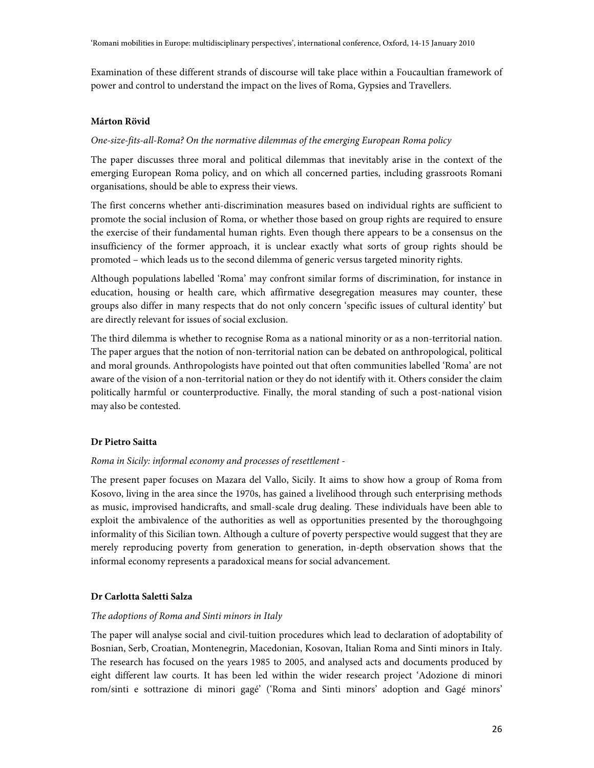Examination of these different strands of discourse will take place within a Foucaultian framework of power and control to understand the impact on the lives of Roma, Gypsies and Travellers.

### Márton Rövid

*One-size-fits-all-Roma? On the normative dilemmas of the emerging European Roma policy*

The paper discusses three moral and political dilemmas that inevitably arise in the context of the emerging European Roma policy, and on which all concerned parties, including grassroots Romani organisations, should be able to express their views.

The first concerns whether anti-discrimination measures based on individual rights are sufficient to promote the social inclusion of Roma, or whether those based on group rights are required to ensure the exercise of their fundamental human rights. Even though there appears to be a consensus on the insufficiency of the former approach, it is unclear exactly what sorts of group rights should be promoted – which leads us to the second dilemma of generic versus targeted minority rights.

Although populations labelled 'Roma' may confront similar forms of discrimination, for instance in education, housing or health care, which affirmative desegregation measures may counter, these groups also differ in many respects that do not only concern 'specific issues of cultural identity' but are directly relevant for issues of social exclusion.

The third dilemma is whether to recognise Roma as a national minority or as a non-territorial nation. The paper argues that the notion of non-territorial nation can be debated on anthropological, political and moral grounds. Anthropologists have pointed out that often communities labelled 'Roma' are not aware of the vision of a non-territorial nation or they do not identify with it. Others consider the claim politically harmful or counterproductive. Finally, the moral standing of such a post-national vision may also be contested.

### Dr Pietro Saitta

*Roma in Sicily: informal economy and processes of resettlement -*

The present paper focuses on Mazara del Vallo, Sicily. It aims to show how a group of Roma from Kosovo, living in the area since the 1970s, has gained a livelihood through such enterprising methods as music, improvised handicrafts, and small-scale drug dealing. These individuals have been able to exploit the ambivalence of the authorities as well as opportunities presented by the thoroughgoing informality of this Sicilian town. Although a culture of poverty perspective would suggest that they are merely reproducing poverty from generation to generation, in-depth observation shows that the informal economy represents a paradoxical means for social advancement.

### Dr Carlotta Saletti Salza

*The adoptions of Roma and Sinti minors in Italy*

The paper will analyse social and civil-tuition procedures which lead to declaration of adoptability of Bosnian, Serb, Croatian, Montenegrin, Macedonian, Kosovan, Italian Roma and Sinti minors in Italy. The research has focused on the years 1985 to 2005, and analysed acts and documents produced by eight different law courts. It has been led within the wider research project 'Adozione di minori rom/sinti e sottrazione di minori gagé' ('Roma and Sinti minors' adoption and Gagé minors'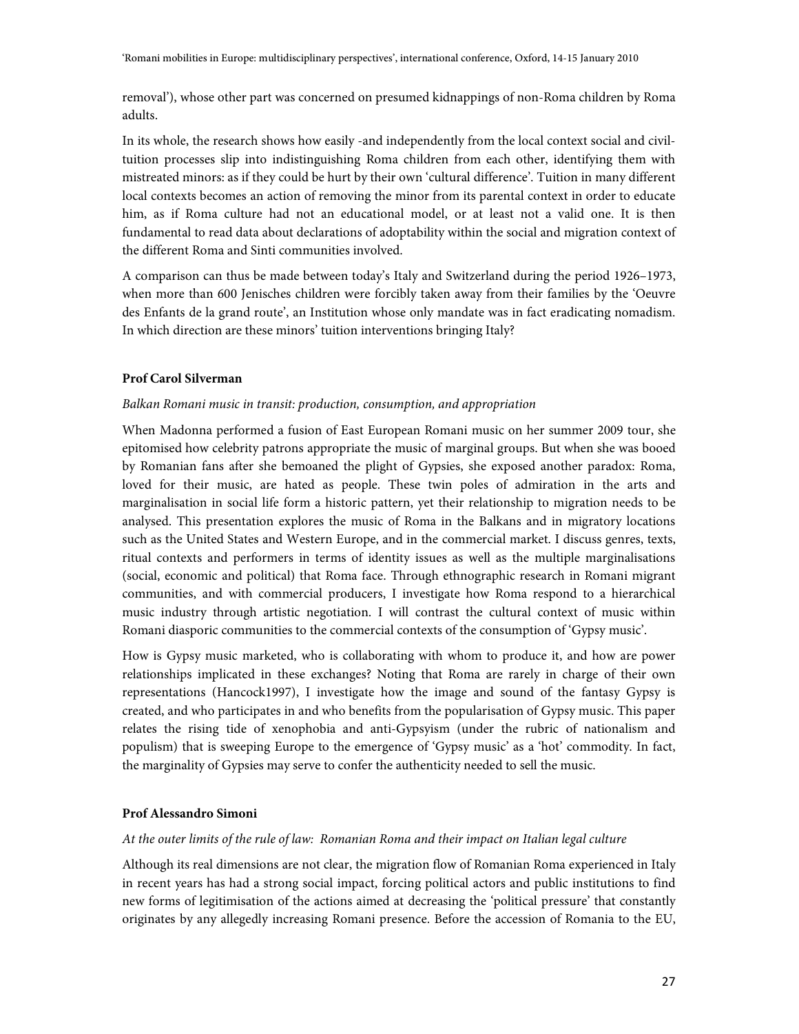removal'), whose other part was concerned on presumed kidnappings of non-Roma children by Roma adults.

In its whole, the research shows how easily -and independently from the local context social and civil-tuition processes slip into indistinguishing Roma children from each other, identifying them with mistreated minors: as if they could be hurt by their own 'cultural difference'. Tuition in many different local contexts becomes an action of removing the minor from its parental context in order to educate him, as if Roma culture had not an educational model, or at least not a valid one. It is then fundamental to read data about declarations of adoptability within the social and migration context of the different Roma and Sinti communities involved.

A comparison can thus be made between today's Italy and Switzerland during the period 1926–1973, when more than 600 Jenisches children were forcibly taken away from their families by the 'Oeuvre des Enfants de la grand route', an Institution whose only mandate was in fact eradicating nomadism. In which direction are these minors' tuition interventions bringing Italy?

**Prof Carol Silverman**

*Balkan Romani music in transit: production, consumption, and appropriation*

When Madonna performed a fusion of East European Romani music on her summer 2009 tour, she epitomised how celebrity patrons appropriate the music of marginal groups. But when she was booed by Romanian fans after she bemoaned the plight of Gypsies, she exposed another paradox: Roma, loved for their music, are hated as people. These twin poles of admiration in the arts and marginalisation in social life form a historic pattern, yet their relationship to migration needs to be analysed. This presentation explores the music of Roma in the Balkans and in migratory locations such as the United States and Western Europe, and in the commercial market. I discuss genres, texts, ritual contexts and performers in terms of identity issues as well as the multiple marginalisations (social, economic and political) that Roma face. Through ethnographic research in Romani migrant communities, and with commercial producers, I investigate how Roma respond to a hierarchical music industry through artistic negotiation. I will contrast the cultural context of music within Romani diasporic communities to the commercial contexts of the consumption of 'Gypsy music'.

How is Gypsy music marketed, who is collaborating with whom to produce it, and how are power relationships implicated in these exchanges? Noting that Roma are rarely in charge of their own representations (Hancock1997), I investigate how the image and sound of the fantasy Gypsy is created, and who participates in and who benefits from the popularisation of Gypsy music. This paper relates the rising tide of xenophobia and anti-Gypsyism (under the rubric of nationalism and populism) that is sweeping Europe to the emergence of 'Gypsy music' as a 'hot' commodity. In fact, the marginality of Gypsies may serve to confer the authenticity needed to sell the music.

**Prof Alessandro Simoni**

*At the outer limits of the rule of law: Romanian Roma and their impact on Italian legal culture*

Although its real dimensions are not clear, the migration flow of Romanian Roma experienced in Italy in recent years has had a strong social impact, forcing political actors and public institutions to find new forms of legitimisation of the actions aimed at decreasing the 'political pressure' that constantly originates by any allegedly increasing Romani presence. Before the accession of Romania to the EU,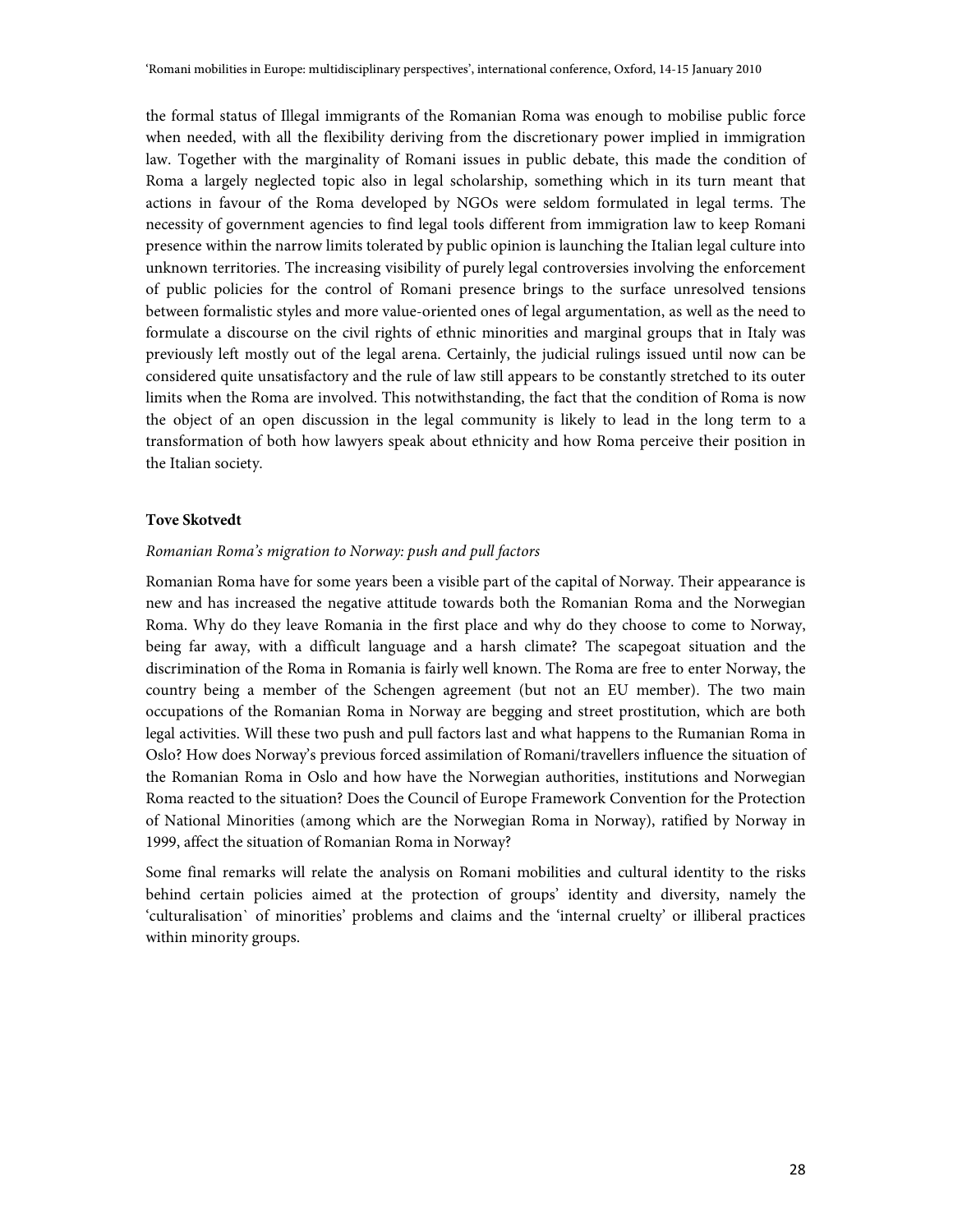the formal status of Illegal immigrants of the Romanian Roma was enough to mobilise public force when needed, with all the flexibility deriving from the discretionary power implied in immigration law. Together with the marginality of Romani issues in public debate, this made the condition of Roma a largely neglected topic also in legal scholarship, something which in its turn meant that actions in favour of the Roma developed by NGOs were seldom formulated in legal terms. The necessity of government agencies to find legal tools different from immigration law to keep Romani presence within the narrow limits tolerated by public opinion is launching the Italian legal culture into unknown territories. The increasing visibility of purely legal controversies involving the enforcement of public policies for the control of Romani presence brings to the surface unresolved tensions between formalistic styles and more value-oriented ones of legal argumentation, as well as the need to formulate a discourse on the civil rights of ethnic minorities and marginal groups that in Italy was previously left mostly out of the legal arena. Certainly, the judicial rulings issued until now can be considered quite unsatisfactory and the rule of law still appears to be constantly stretched to its outer limits when the Roma are involved. This notwithstanding, the fact that the condition of Roma is now the object of an open discussion in the legal community is likely to lead in the long term to a transformation of both how lawyers speak about ethnicity and how Roma perceive their position in the Italian society.

**Tove Skotvedt**

*Romanian Roma's migration to Norway: push and pull factors*

Romanian Roma have for some years been a visible part of the capital of Norway. Their appearance is new and has increased the negative attitude towards both the Romanian Roma and the Norwegian Roma. Why do they leave Romania in the first place and why do they choose to come to Norway, being far away, with a difficult language and a harsh climate? The scapegoat situation and the discrimination of the Roma in Romania is fairly well known. The Roma are free to enter Norway, the country being a member of the Schengen agreement (but not an EU member). The two main occupations of the Romanian Roma in Norway are begging and street prostitution, which are both legal activities. Will these two push and pull factors last and what happens to the Rumanian Roma in Oslo? How does Norway's previous forced assimilation of Romani/travellers influence the situation of the Romanian Roma in Oslo and how have the Norwegian authorities, institutions and Norwegian Roma reacted to the situation? Does the Council of Europe Framework Convention for the Protection of National Minorities (among which are the Norwegian Roma in Norway), ratified by Norway in 1999, affect the situation of Romanian Roma in Norway?

Some final remarks will relate the analysis on Romani mobilities and cultural identity to the risks behind certain policies aimed at the protection of groups' identity and diversity, namely the 'culturalisation` of minorities' problems and claims and the 'internal cruelty' or illiberal practices within minority groups.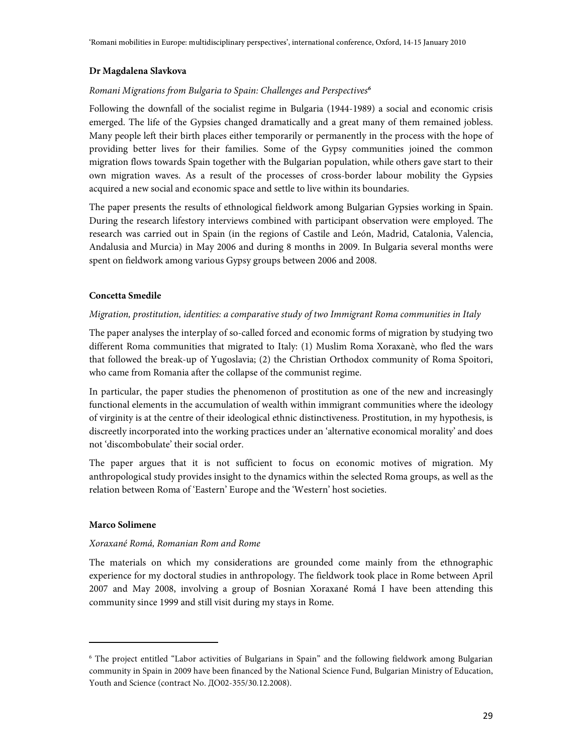**Dr Magdalena Slavkova**

*Romani Migrations from Bulgaria to Spain: Challenges and Perspectives*[6]

Following the downfall of the socialist regime in Bulgaria (1944-1989) a social and economic crisis emerged. The life of the Gypsies changed dramatically and a great many of them remained jobless. Many people left their birth places either temporarily or permanently in the process with the hope of providing better lives for their families. Some of the Gypsy communities joined the common migration flows towards Spain together with the Bulgarian population, while others gave start to their own migration waves. As a result of the processes of cross-border labour mobility the Gypsies acquired a new social and economic space and settle to live within its boundaries.

The paper presents the results of ethnological fieldwork among Bulgarian Gypsies working in Spain. During the research lifestory interviews combined with participant observation were employed. The research was carried out in Spain (in the regions of Castile and León, Madrid, Catalonia, Valencia, Andalusia and Murcia) in May 2006 and during 8 months in 2009. In Bulgaria several months were spent on fieldwork among various Gypsy groups between 2006 and 2008.

**Concetta Smedile**

*Migration, prostitution, identities: a comparative study of two Immigrant Roma communities in Italy*

The paper analyses the interplay of so-called forced and economic forms of migration by studying two different Roma communities that migrated to Italy: (1) Muslim Roma Xoraxanè, who fled the wars that followed the break-up of Yugoslavia; (2) the Christian Orthodox community of Roma Spoitori, who came from Romania after the collapse of the communist regime.

In particular, the paper studies the phenomenon of prostitution as one of the new and increasingly functional elements in the accumulation of wealth within immigrant communities where the ideology of virginity is at the centre of their ideological ethnic distinctiveness. Prostitution, in my hypothesis, is discreetly incorporated into the working practices under an 'alternative economical morality' and does not 'discombobulate' their social order.

The paper argues that it is not sufficient to focus on economic motives of migration. My anthropological study provides insight to the dynamics within the selected Roma groups, as well as the relation between Roma of 'Eastern' Europe and the 'Western' host societies.

**Marco Solimene**

*Xoraxané Romá, Romanian Rom and Rome*

The materials on which my considerations are grounded come mainly from the ethnographic experience for my doctoral studies in anthropology. The fieldwork took place in Rome between April 2007 and May 2008, involving a group of Bosnian Xoraxané Romá I have been attending this community since 1999 and still visit during my stays in Rome.

---

[6] The project entitled "Labor activities of Bulgarians in Spain" and the following fieldwork among Bulgarian community in Spain in 2009 have been financed by the National Science Fund, Bulgarian Ministry of Education, Youth and Science (contract No. ДО02-355/30.12.2008).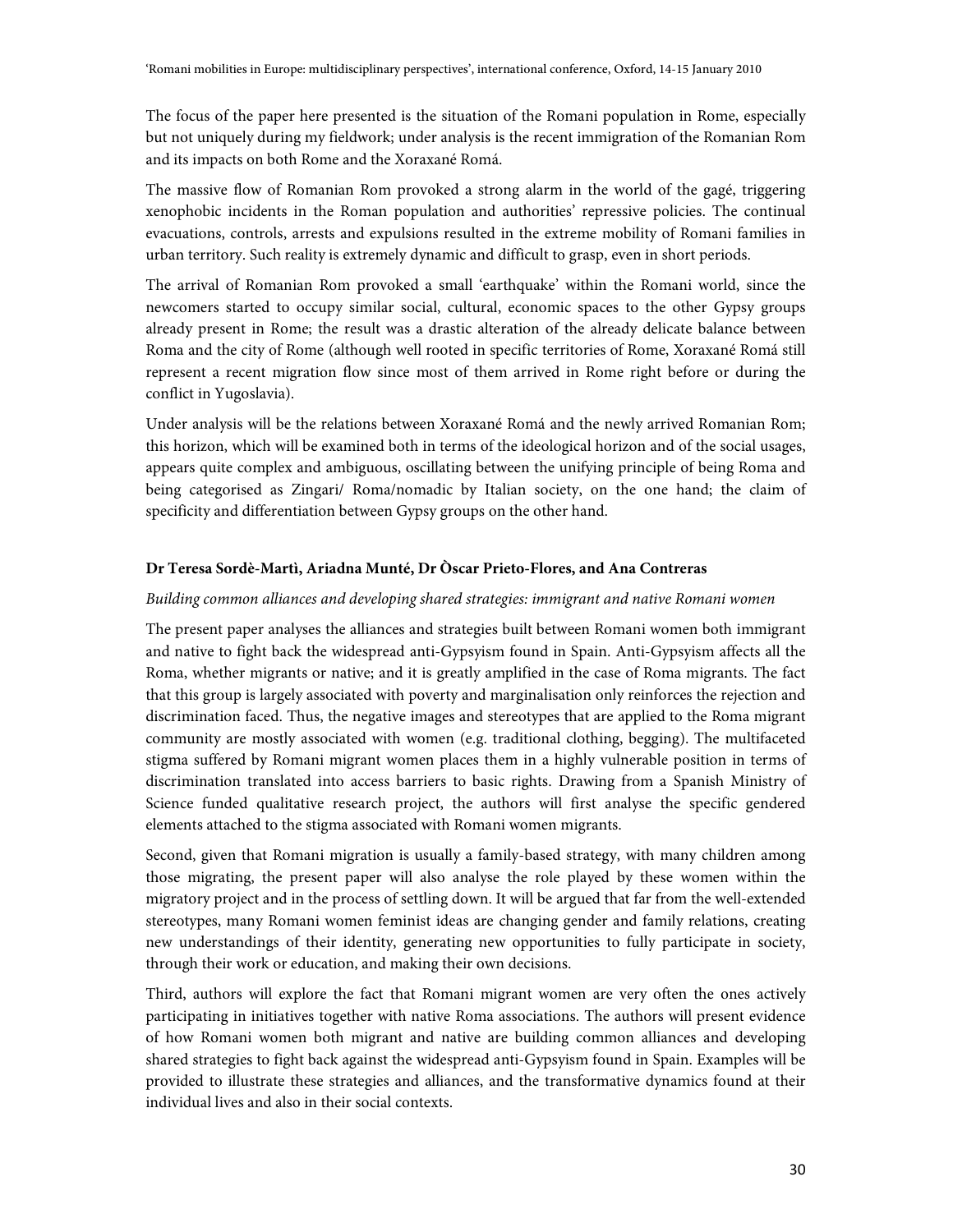The focus of the paper here presented is the situation of the Romani population in Rome, especially but not uniquely during my fieldwork; under analysis is the recent immigration of the Romanian Rom and its impacts on both Rome and the Xoraxané Romá.

The massive flow of Romanian Rom provoked a strong alarm in the world of the gagé, triggering xenophobic incidents in the Roman population and authorities' repressive policies. The continual evacuations, controls, arrests and expulsions resulted in the extreme mobility of Romani families in urban territory. Such reality is extremely dynamic and difficult to grasp, even in short periods.

The arrival of Romanian Rom provoked a small 'earthquake' within the Romani world, since the newcomers started to occupy similar social, cultural, economic spaces to the other Gypsy groups already present in Rome; the result was a drastic alteration of the already delicate balance between Roma and the city of Rome (although well rooted in specific territories of Rome, Xoraxané Romá still represent a recent migration flow since most of them arrived in Rome right before or during the conflict in Yugoslavia).

Under analysis will be the relations between Xoraxané Romá and the newly arrived Romanian Rom; this horizon, which will be examined both in terms of the ideological horizon and of the social usages, appears quite complex and ambiguous, oscillating between the unifying principle of being Roma and being categorised as Zingari/ Roma/nomadic by Italian society, on the one hand; the claim of specificity and differentiation between Gypsy groups on the other hand.

**Dr Teresa Sordè-Martì, Ariadna Munté, Dr Òscar Prieto-Flores, and Ana Contreras**

*Building common alliances and developing shared strategies: immigrant and native Romani women*

The present paper analyses the alliances and strategies built between Romani women both immigrant and native to fight back the widespread anti-Gypsyism found in Spain. Anti-Gypsyism affects all the Roma, whether migrants or native; and it is greatly amplified in the case of Roma migrants. The fact that this group is largely associated with poverty and marginalisation only reinforces the rejection and discrimination faced. Thus, the negative images and stereotypes that are applied to the Roma migrant community are mostly associated with women (e.g. traditional clothing, begging). The multifaceted stigma suffered by Romani migrant women places them in a highly vulnerable position in terms of discrimination translated into access barriers to basic rights. Drawing from a Spanish Ministry of Science funded qualitative research project, the authors will first analyse the specific gendered elements attached to the stigma associated with Romani women migrants.

Second, given that Romani migration is usually a family-based strategy, with many children among those migrating, the present paper will also analyse the role played by these women within the migratory project and in the process of settling down. It will be argued that far from the well-extended stereotypes, many Romani women feminist ideas are changing gender and family relations, creating new understandings of their identity, generating new opportunities to fully participate in society, through their work or education, and making their own decisions.

Third, authors will explore the fact that Romani migrant women are very often the ones actively participating in initiatives together with native Roma associations. The authors will present evidence of how Romani women both migrant and native are building common alliances and developing shared strategies to fight back against the widespread anti-Gypsyism found in Spain. Examples will be provided to illustrate these strategies and alliances, and the transformative dynamics found at their individual lives and also in their social contexts.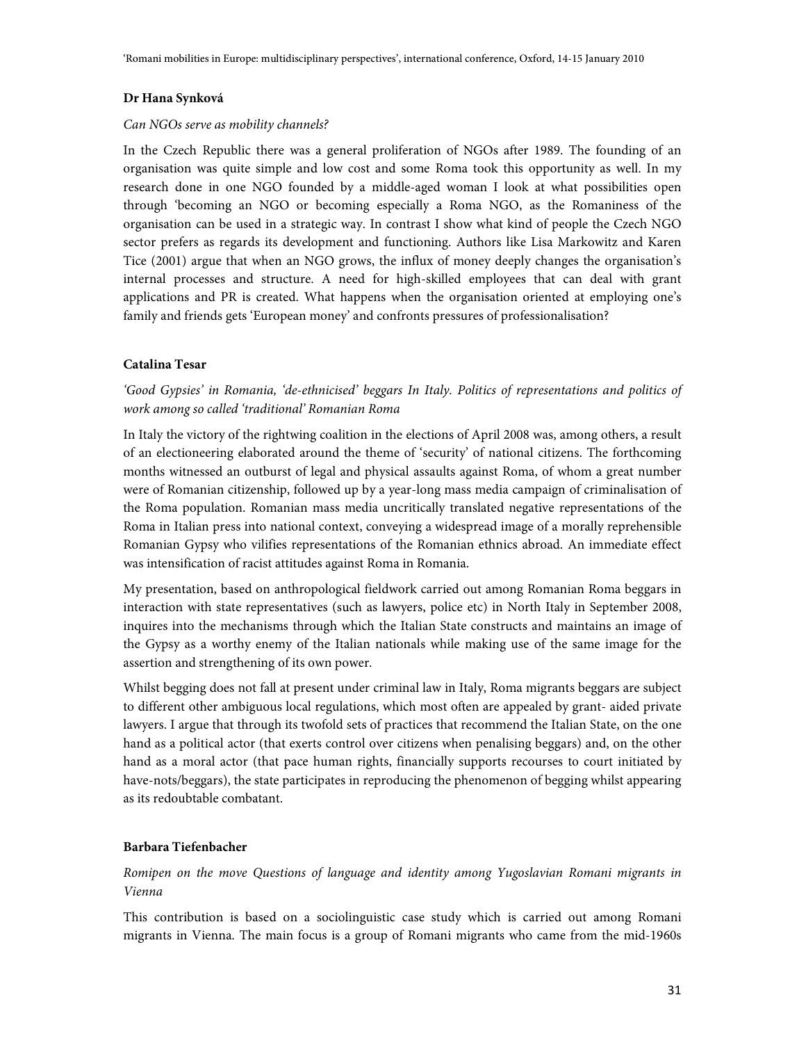**Dr Hana Synková**

*Can NGOs serve as mobility channels?*

In the Czech Republic there was a general proliferation of NGOs after 1989. The founding of an organisation was quite simple and low cost and some Roma took this opportunity as well. In my research done in one NGO founded by a middle-aged woman I look at what possibilities open through 'becoming an NGO or becoming especially a Roma NGO, as the Romaniness of the organisation can be used in a strategic way. In contrast I show what kind of people the Czech NGO sector prefers as regards its development and functioning. Authors like Lisa Markowitz and Karen Tice (2001) argue that when an NGO grows, the influx of money deeply changes the organisation's internal processes and structure. A need for high-skilled employees that can deal with grant applications and PR is created. What happens when the organisation oriented at employing one's family and friends gets 'European money' and confronts pressures of professionalisation?

**Catalina Tesar**

*'Good Gypsies' in Romania, 'de-ethnicised' beggars In Italy. Politics of representations and politics of work among so called 'traditional' Romanian Roma*

In Italy the victory of the rightwing coalition in the elections of April 2008 was, among others, a result of an electioneering elaborated around the theme of 'security' of national citizens. The forthcoming months witnessed an outburst of legal and physical assaults against Roma, of whom a great number were of Romanian citizenship, followed up by a year-long mass media campaign of criminalisation of the Roma population. Romanian mass media uncritically translated negative representations of the Roma in Italian press into national context, conveying a widespread image of a morally reprehensible Romanian Gypsy who vilifies representations of the Romanian ethnics abroad. An immediate effect was intensification of racist attitudes against Roma in Romania.

My presentation, based on anthropological fieldwork carried out among Romanian Roma beggars in interaction with state representatives (such as lawyers, police etc) in North Italy in September 2008, inquires into the mechanisms through which the Italian State constructs and maintains an image of the Gypsy as a worthy enemy of the Italian nationals while making use of the same image for the assertion and strengthening of its own power.

Whilst begging does not fall at present under criminal law in Italy, Roma migrants beggars are subject to different other ambiguous local regulations, which most often are appealed by grant- aided private lawyers. I argue that through its twofold sets of practices that recommend the Italian State, on the one hand as a political actor (that exerts control over citizens when penalising beggars) and, on the other hand as a moral actor (that pace human rights, financially supports recourses to court initiated by have-nots/beggars), the state participates in reproducing the phenomenon of begging whilst appearing as its redoubtable combatant.

**Barbara Tiefenbacher**

*Romipen on the move Questions of language and identity among Yugoslavian Romani migrants in Vienna*

This contribution is based on a sociolinguistic case study which is carried out among Romani migrants in Vienna. The main focus is a group of Romani migrants who came from the mid-1960s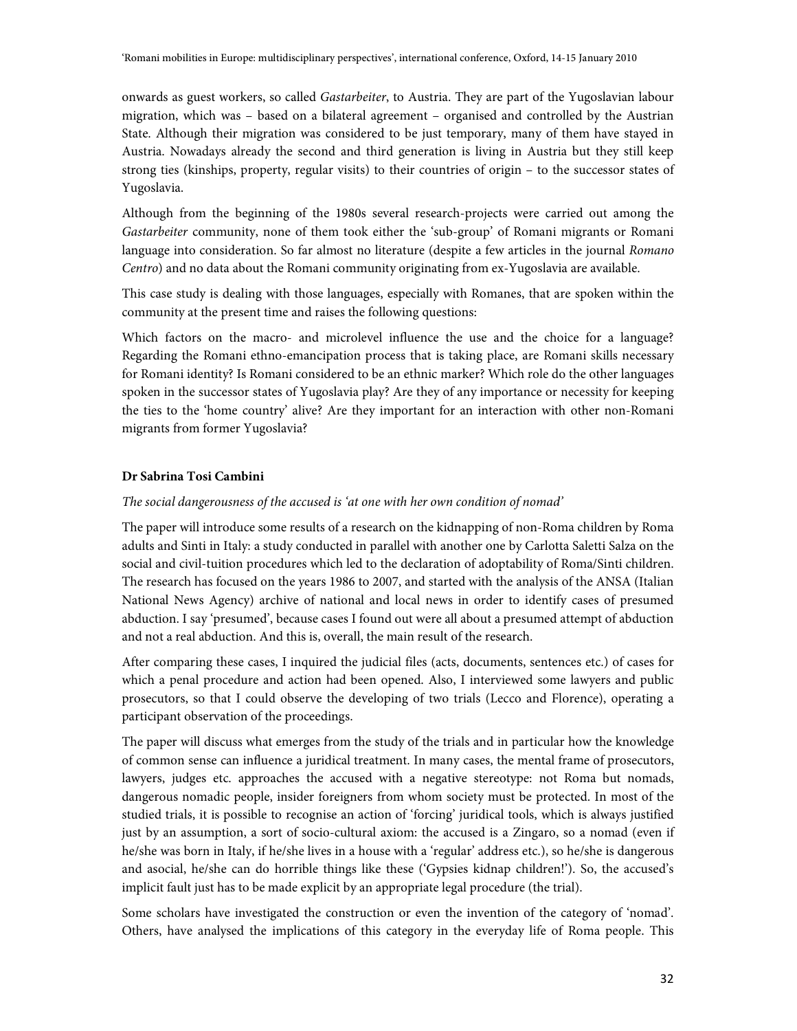onwards as guest workers, so called *Gastarbeiter*, to Austria. They are part of the Yugoslavian labour migration, which was – based on a bilateral agreement – organised and controlled by the Austrian State. Although their migration was considered to be just temporary, many of them have stayed in Austria. Nowadays already the second and third generation is living in Austria but they still keep strong ties (kinships, property, regular visits) to their countries of origin – to the successor states of Yugoslavia.

Although from the beginning of the 1980s several research-projects were carried out among the *Gastarbeiter* community, none of them took either the 'sub-group' of Romani migrants or Romani language into consideration. So far almost no literature (despite a few articles in the journal *Romano Centro*) and no data about the Romani community originating from ex-Yugoslavia are available.

This case study is dealing with those languages, especially with Romanes, that are spoken within the community at the present time and raises the following questions:

Which factors on the macro- and microlevel influence the use and the choice for a language? Regarding the Romani ethno-emancipation process that is taking place, are Romani skills necessary for Romani identity? Is Romani considered to be an ethnic marker? Which role do the other languages spoken in the successor states of Yugoslavia play? Are they of any importance or necessity for keeping the ties to the 'home country' alive? Are they important for an interaction with other non-Romani migrants from former Yugoslavia?

**Dr Sabrina Tosi Cambini**

*The social dangerousness of the accused is 'at one with her own condition of nomad'*

The paper will introduce some results of a research on the kidnapping of non-Roma children by Roma adults and Sinti in Italy: a study conducted in parallel with another one by Carlotta Saletti Salza on the social and civil-tuition procedures which led to the declaration of adoptability of Roma/Sinti children. The research has focused on the years 1986 to 2007, and started with the analysis of the ANSA (Italian National News Agency) archive of national and local news in order to identify cases of presumed abduction. I say 'presumed', because cases I found out were all about a presumed attempt of abduction and not a real abduction. And this is, overall, the main result of the research.

After comparing these cases, I inquired the judicial files (acts, documents, sentences etc.) of cases for which a penal procedure and action had been opened. Also, I interviewed some lawyers and public prosecutors, so that I could observe the developing of two trials (Lecco and Florence), operating a participant observation of the proceedings.

The paper will discuss what emerges from the study of the trials and in particular how the knowledge of common sense can influence a juridical treatment. In many cases, the mental frame of prosecutors, lawyers, judges etc. approaches the accused with a negative stereotype: not Roma but nomads, dangerous nomadic people, insider foreigners from whom society must be protected. In most of the studied trials, it is possible to recognise an action of 'forcing' juridical tools, which is always justified just by an assumption, a sort of socio-cultural axiom: the accused is a Zingaro, so a nomad (even if he/she was born in Italy, if he/she lives in a house with a 'regular' address etc.), so he/she is dangerous and asocial, he/she can do horrible things like these ('Gypsies kidnap children!'). So, the accused's implicit fault just has to be made explicit by an appropriate legal procedure (the trial).

Some scholars have investigated the construction or even the invention of the category of 'nomad'. Others, have analysed the implications of this category in the everyday life of Roma people. This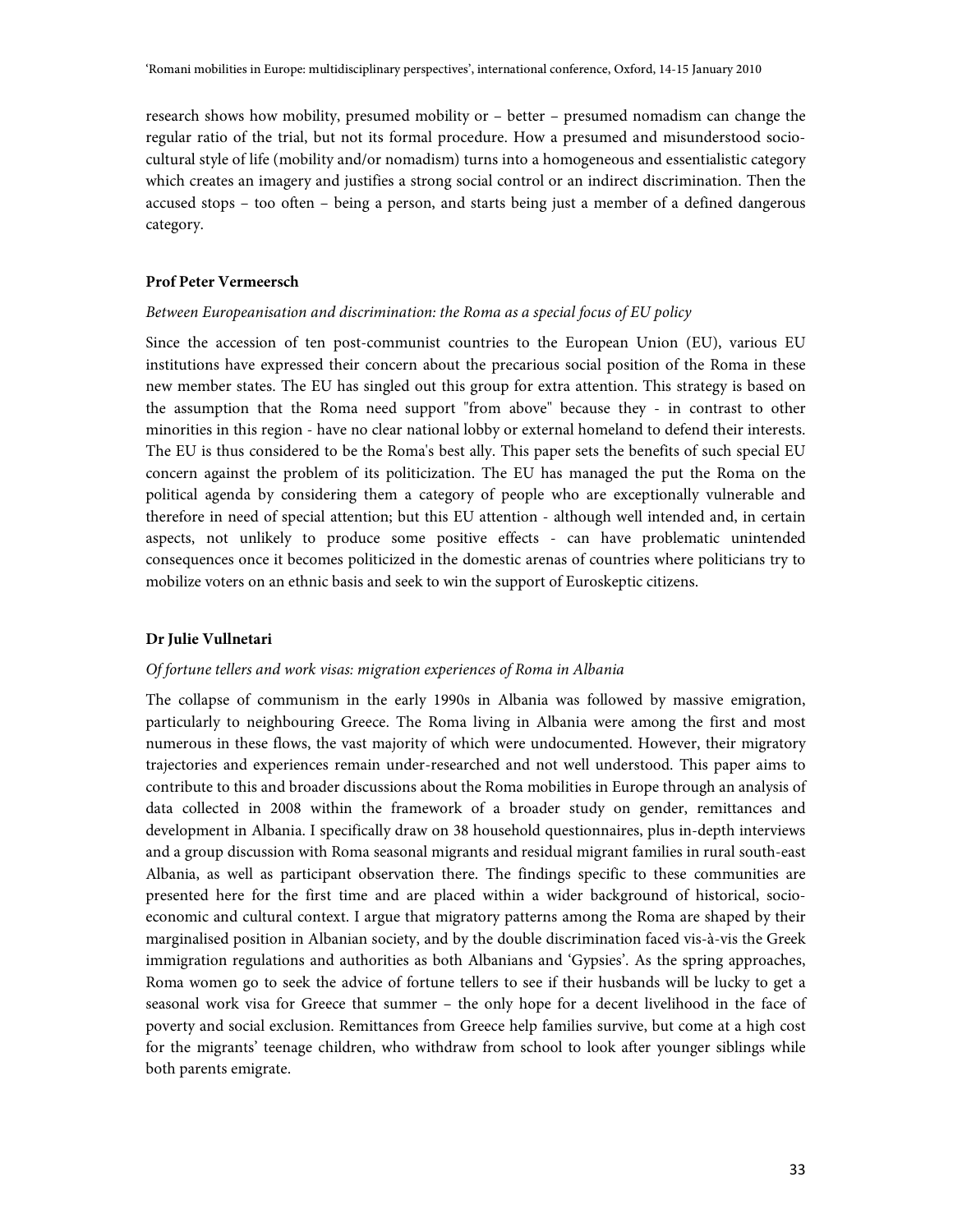research shows how mobility, presumed mobility or – better – presumed nomadism can change the regular ratio of the trial, but not its formal procedure. How a presumed and misunderstood socio-cultural style of life (mobility and/or nomadism) turns into a homogeneous and essentialistic category which creates an imagery and justifies a strong social control or an indirect discrimination. Then the accused stops – too often – being a person, and starts being just a member of a defined dangerous category.

**Prof Peter Vermeersch**

*Between Europeanisation and discrimination: the Roma as a special focus of EU policy*

Since the accession of ten post-communist countries to the European Union (EU), various EU institutions have expressed their concern about the precarious social position of the Roma in these new member states. The EU has singled out this group for extra attention. This strategy is based on the assumption that the Roma need support "from above" because they - in contrast to other minorities in this region - have no clear national lobby or external homeland to defend their interests. The EU is thus considered to be the Roma's best ally. This paper sets the benefits of such special EU concern against the problem of its politicization. The EU has managed the put the Roma on the political agenda by considering them a category of people who are exceptionally vulnerable and therefore in need of special attention; but this EU attention - although well intended and, in certain aspects, not unlikely to produce some positive effects - can have problematic unintended consequences once it becomes politicized in the domestic arenas of countries where politicians try to mobilize voters on an ethnic basis and seek to win the support of Euroskeptic citizens.

**Dr Julie Vullnetari**

*Of fortune tellers and work visas: migration experiences of Roma in Albania*

The collapse of communism in the early 1990s in Albania was followed by massive emigration, particularly to neighbouring Greece. The Roma living in Albania were among the first and most numerous in these flows, the vast majority of which were undocumented. However, their migratory trajectories and experiences remain under-researched and not well understood. This paper aims to contribute to this and broader discussions about the Roma mobilities in Europe through an analysis of data collected in 2008 within the framework of a broader study on gender, remittances and development in Albania. I specifically draw on 38 household questionnaires, plus in-depth interviews and a group discussion with Roma seasonal migrants and residual migrant families in rural south-east Albania, as well as participant observation there. The findings specific to these communities are presented here for the first time and are placed within a wider background of historical, socio-economic and cultural context. I argue that migratory patterns among the Roma are shaped by their marginalised position in Albanian society, and by the double discrimination faced vis-à-vis the Greek immigration regulations and authorities as both Albanians and 'Gypsies'. As the spring approaches, Roma women go to seek the advice of fortune tellers to see if their husbands will be lucky to get a seasonal work visa for Greece that summer – the only hope for a decent livelihood in the face of poverty and social exclusion. Remittances from Greece help families survive, but come at a high cost for the migrants' teenage children, who withdraw from school to look after younger siblings while both parents emigrate.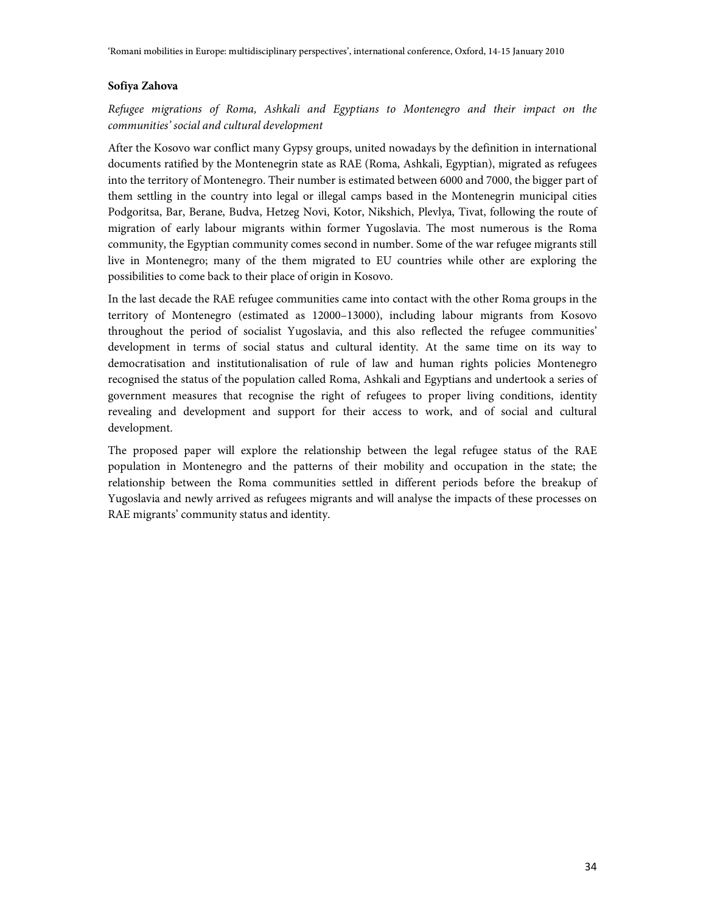**Sofiya Zahova**

*Refugee migrations of Roma, Ashkali and Egyptians to Montenegro and their impact on the communities' social and cultural development*

After the Kosovo war conflict many Gypsy groups, united nowadays by the definition in international documents ratified by the Montenegrin state as RAE (Roma, Ashkali, Egyptian), migrated as refugees into the territory of Montenegro. Their number is estimated between 6000 and 7000, the bigger part of them settling in the country into legal or illegal camps based in the Montenegrin municipal cities Podgoritsa, Bar, Berane, Budva, Hetzeg Novi, Kotor, Nikshich, Plevlya, Tivat, following the route of migration of early labour migrants within former Yugoslavia. The most numerous is the Roma community, the Egyptian community comes second in number. Some of the war refugee migrants still live in Montenegro; many of the them migrated to EU countries while other are exploring the possibilities to come back to their place of origin in Kosovo.

In the last decade the RAE refugee communities came into contact with the other Roma groups in the territory of Montenegro (estimated as 12000–13000), including labour migrants from Kosovo throughout the period of socialist Yugoslavia, and this also reflected the refugee communities' development in terms of social status and cultural identity. At the same time on its way to democratisation and institutionalisation of rule of law and human rights policies Montenegro recognised the status of the population called Roma, Ashkali and Egyptians and undertook a series of government measures that recognise the right of refugees to proper living conditions, identity revealing and development and support for their access to work, and of social and cultural development.

The proposed paper will explore the relationship between the legal refugee status of the RAE population in Montenegro and the patterns of their mobility and occupation in the state; the relationship between the Roma communities settled in different periods before the breakup of Yugoslavia and newly arrived as refugees migrants and will analyse the impacts of these processes on RAE migrants' community status and identity.